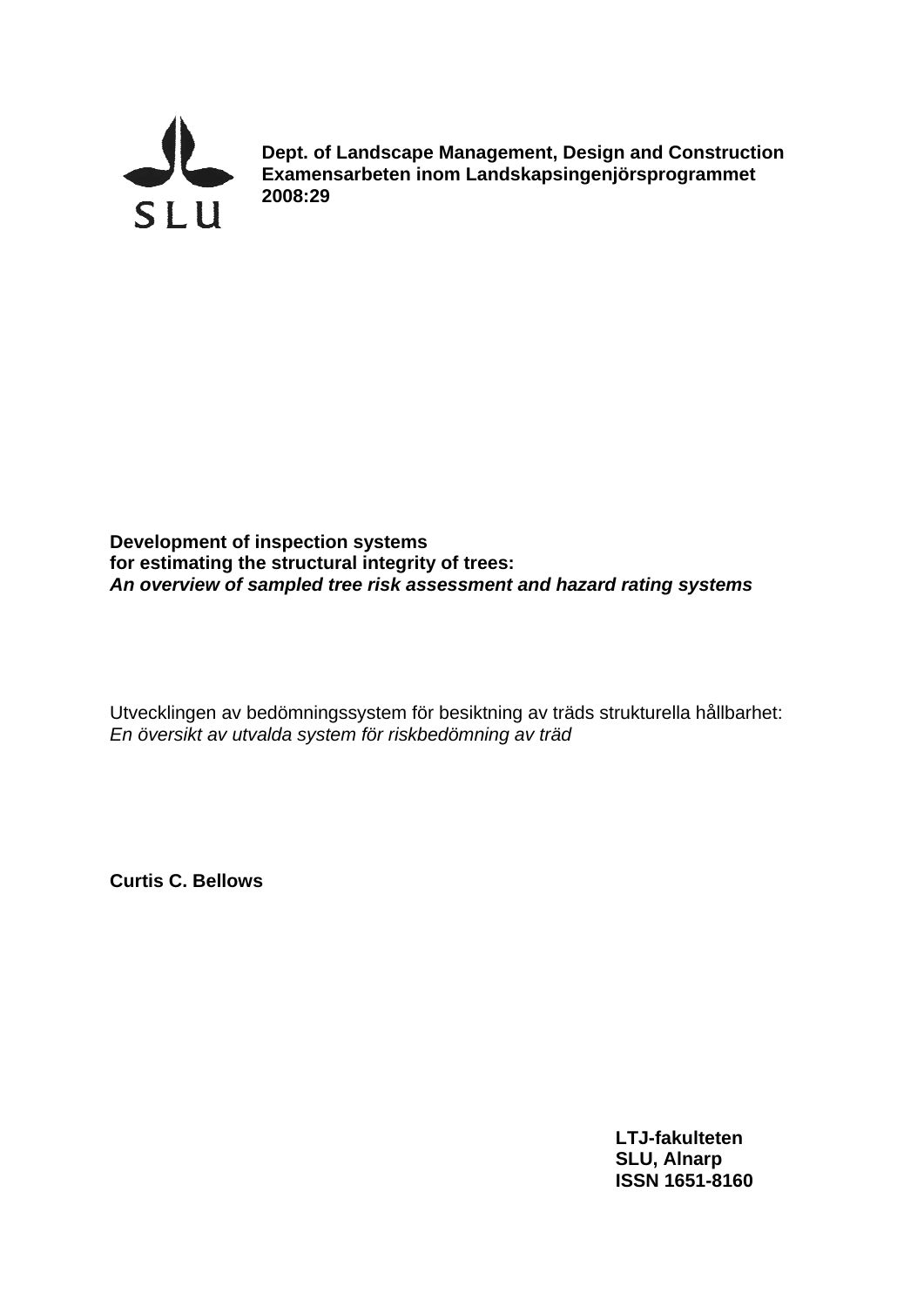**Dept. of Landscape Management, Design and Construction**
**Examensarbeten inom Landskapsingenjörsprogrammet**
**2008:29**

# Development of inspection systems for estimating the structural integrity of trees: *An overview of sampled tree risk assessment and hazard rating systems*

Utvecklingen av bedömningssystem för besiktning av träds strukturella hållbarhet:
*En översikt av utvalda system för riskbedömning av träd*

**Curtis C. Bellows**

**LTJ-fakulteten**
**SLU, Alnarp**
**ISSN 1651-8160**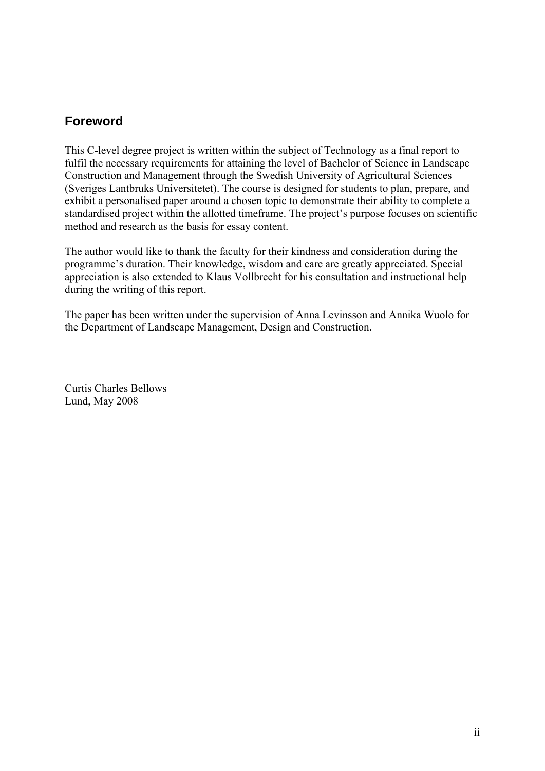## Foreword

This C-level degree project is written within the subject of Technology as a final report to fulfil the necessary requirements for attaining the level of Bachelor of Science in Landscape Construction and Management through the Swedish University of Agricultural Sciences (Sveriges Lantbruks Universitetet). The course is designed for students to plan, prepare, and exhibit a personalised paper around a chosen topic to demonstrate their ability to complete a standardised project within the allotted timeframe. The project's purpose focuses on scientific method and research as the basis for essay content.

The author would like to thank the faculty for their kindness and consideration during the programme's duration. Their knowledge, wisdom and care are greatly appreciated. Special appreciation is also extended to Klaus Vollbrecht for his consultation and instructional help during the writing of this report.

The paper has been written under the supervision of Anna Levinsson and Annika Wuolo for the Department of Landscape Management, Design and Construction.

Curtis Charles Bellows
Lund, May 2008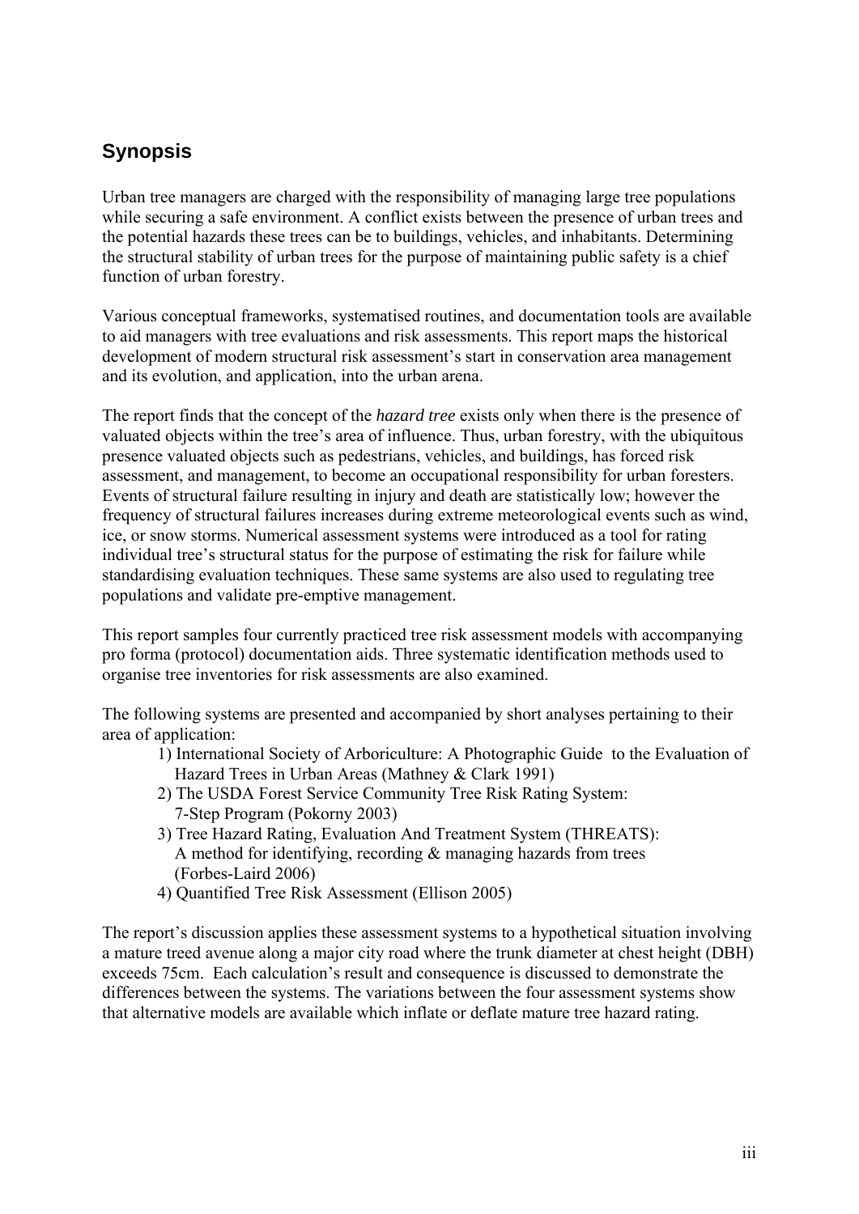## Synopsis

Urban tree managers are charged with the responsibility of managing large tree populations while securing a safe environment. A conflict exists between the presence of urban trees and the potential hazards these trees can be to buildings, vehicles, and inhabitants. Determining the structural stability of urban trees for the purpose of maintaining public safety is a chief function of urban forestry.

Various conceptual frameworks, systematised routines, and documentation tools are available to aid managers with tree evaluations and risk assessments. This report maps the historical development of modern structural risk assessment's start in conservation area management and its evolution, and application, into the urban arena.

The report finds that the concept of the *hazard tree* exists only when there is the presence of valuated objects within the tree's area of influence. Thus, urban forestry, with the ubiquitous presence valuated objects such as pedestrians, vehicles, and buildings, has forced risk assessment, and management, to become an occupational responsibility for urban foresters. Events of structural failure resulting in injury and death are statistically low; however the frequency of structural failures increases during extreme meteorological events such as wind, ice, or snow storms. Numerical assessment systems were introduced as a tool for rating individual tree's structural status for the purpose of estimating the risk for failure while standardising evaluation techniques. These same systems are also used to regulating tree populations and validate pre-emptive management.

This report samples four currently practiced tree risk assessment models with accompanying pro forma (protocol) documentation aids. Three systematic identification methods used to organise tree inventories for risk assessments are also examined.

The following systems are presented and accompanied by short analyses pertaining to their area of application:

1) International Society of Arboriculture: A Photographic Guide to the Evaluation of Hazard Trees in Urban Areas (Mathney & Clark 1991)
2) The USDA Forest Service Community Tree Risk Rating System: 7-Step Program (Pokorny 2003)
3) Tree Hazard Rating, Evaluation And Treatment System (THREATS): A method for identifying, recording & managing hazards from trees (Forbes-Laird 2006)
4) Quantified Tree Risk Assessment (Ellison 2005)

The report's discussion applies these assessment systems to a hypothetical situation involving a mature treed avenue along a major city road where the trunk diameter at chest height (DBH) exceeds 75cm. Each calculation's result and consequence is discussed to demonstrate the differences between the systems. The variations between the four assessment systems show that alternative models are available which inflate or deflate mature tree hazard rating.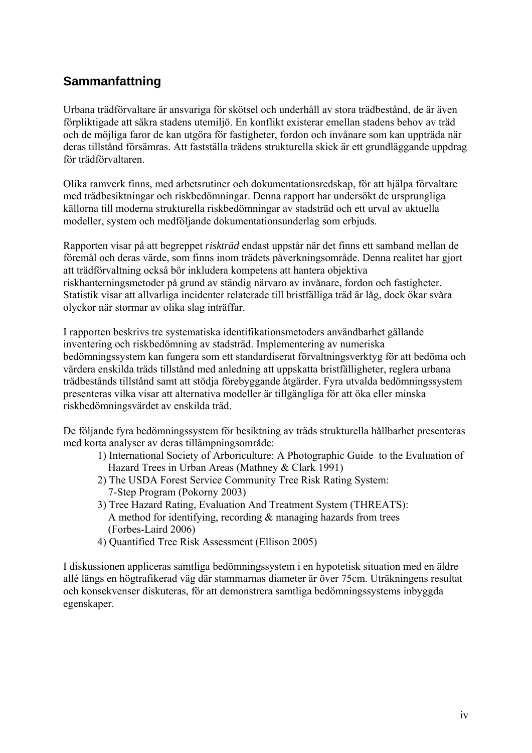## Sammanfattning

Urbana trädförvaltare är ansvariga för skötsel och underhåll av stora trädbestånd, de är även förpliktigade att säkra stadens utemiljö. En konflikt existerar emellan stadens behov av träd och de möjliga faror de kan utgöra för fastigheter, fordon och invånare som kan uppträda när deras tillstånd försämras. Att fastställa trädens strukturella skick är ett grundläggande uppdrag för trädförvaltaren.

Olika ramverk finns, med arbetsrutiner och dokumentationsredskap, för att hjälpa förvaltare med trädbesiktningar och riskbedömningar. Denna rapport har undersökt de ursprungliga källorna till moderna strukturella riskbedömningar av stadsträd och ett urval av aktuella modeller, system och medföljande dokumentationsunderlag som erbjuds.

Rapporten visar på att begreppet *riskträd* endast uppstår när det finns ett samband mellan de föremål och deras värde, som finns inom trädets påverkningsområde. Denna realitet har gjort att trädförvaltning också bör inkludera kompetens att hantera objektiva riskhanteringsmetoder på grund av ständig närvaro av invånare, fordon och fastigheter. Statistik visar att allvarliga incidenter relaterade till bristfälliga träd är låg, dock ökar svåra olyckor när stormar av olika slag inträffar.

I rapporten beskrivs tre systematiska identifikationsmetoders användbarhet gällande inventering och riskbedömning av stadsträd. Implementering av numeriska bedömningssystem kan fungera som ett standardiserat förvaltningsverktyg för att bedöma och värdera enskilda träds tillstånd med anledning att uppskatta bristfälligheter, reglera urbana trädbestånds tillstånd samt att stödja förebyggande åtgärder. Fyra utvalda bedömningssystem presenteras vilka visar att alternativa modeller är tillgängliga för att öka eller minska riskbedömningsvärdet av enskilda träd.

De följande fyra bedömningssystem för besiktning av träds strukturella hållbarhet presenteras med korta analyser av deras tillämpningsområde:

1) International Society of Arboriculture: A Photographic Guide to the Evaluation of Hazard Trees in Urban Areas (Mathney & Clark 1991)
2) The USDA Forest Service Community Tree Risk Rating System: 7-Step Program (Pokorny 2003)
3) Tree Hazard Rating, Evaluation And Treatment System (THREATS): A method for identifying, recording & managing hazards from trees (Forbes-Laird 2006)
4) Quantified Tree Risk Assessment (Ellison 2005)

I diskussionen appliceras samtliga bedömningssystem i en hypotetisk situation med en äldre allé längs en högtrafikerad väg där stammarnas diameter är över 75cm. Uträkningens resultat och konsekvenser diskuteras, för att demonstrera samtliga bedömningssystems inbyggda egenskaper.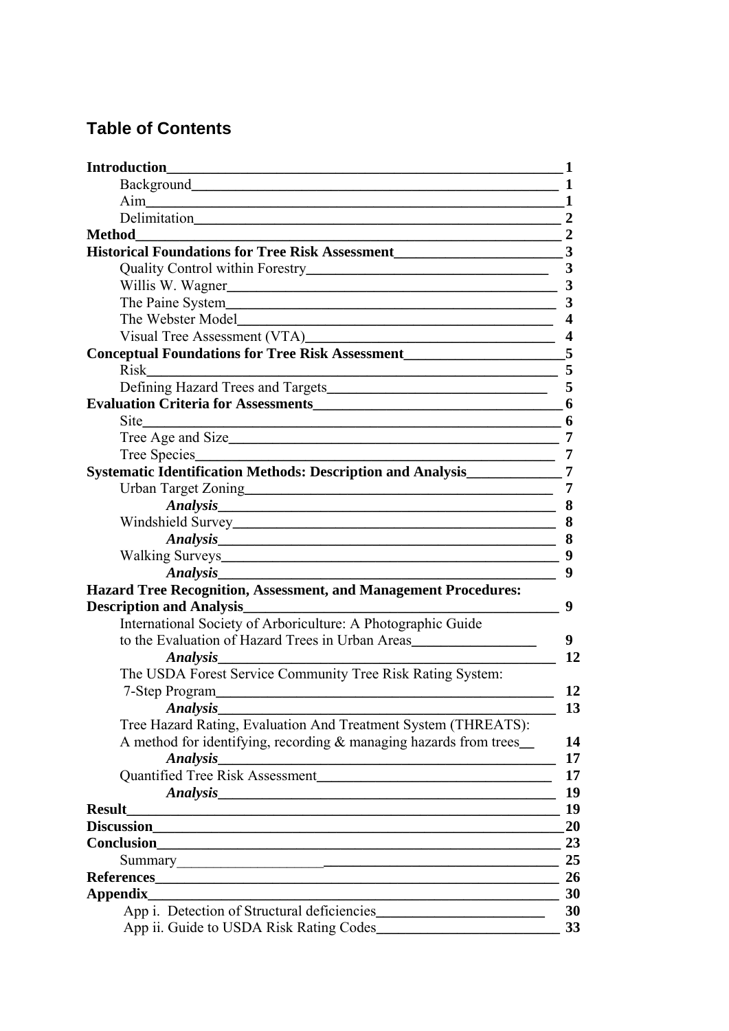# Table of Contents

| | |
|---|---|
| **Introduction** | **1** |
| Background | **1** |
| Aim | **1** |
| Delimitation | **2** |
| **Method** | **2** |
| **Historical Foundations for Tree Risk Assessment** | **3** |
| Quality Control within Forestry | **3** |
| Willis W. Wagner | **3** |
| The Paine System | **3** |
| The Webster Model | **4** |
| Visual Tree Assessment (VTA) | **4** |
| **Conceptual Foundations for Tree Risk Assessment** | **5** |
| Risk | **5** |
| Defining Hazard Trees and Targets | **5** |
| **Evaluation Criteria for Assessments** | **6** |
| Site | **6** |
| Tree Age and Size | **7** |
| Tree Species | **7** |
| **Systematic Identification Methods: Description and Analysis** | **7** |
| Urban Target Zoning | **7** |
| ***Analysis*** | **8** |
| Windshield Survey | **8** |
| ***Analysis*** | **8** |
| Walking Surveys | **9** |
| ***Analysis*** | **9** |
| **Hazard Tree Recognition, Assessment, and Management Procedures: Description and Analysis** | **9** |
| International Society of Arboriculture: A Photographic Guide to the Evaluation of Hazard Trees in Urban Areas | **9** |
| ***Analysis*** | **12** |
| The USDA Forest Service Community Tree Risk Rating System: 7-Step Program | **12** |
| ***Analysis*** | **13** |
| Tree Hazard Rating, Evaluation And Treatment System (THREATS): A method for identifying, recording & managing hazards from trees | **14** |
| ***Analysis*** | **17** |
| Quantified Tree Risk Assessment | **17** |
| ***Analysis*** | **19** |
| **Result** | **19** |
| **Discussion** | **20** |
| **Conclusion** | **23** |
| Summary | **25** |
| **References** | **26** |
| **Appendix** | **30** |
| App i. Detection of Structural deficiencies | **30** |
| App ii. Guide to USDA Risk Rating Codes | **33** |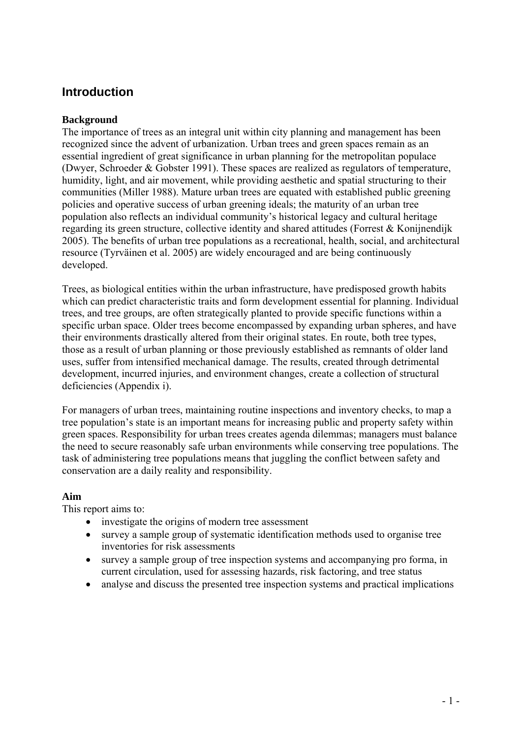# Introduction

**Background**

The importance of trees as an integral unit within city planning and management has been recognized since the advent of urbanization. Urban trees and green spaces remain as an essential ingredient of great significance in urban planning for the metropolitan populace (Dwyer, Schroeder & Gobster 1991). These spaces are realized as regulators of temperature, humidity, light, and air movement, while providing aesthetic and spatial structuring to their communities (Miller 1988). Mature urban trees are equated with established public greening policies and operative success of urban greening ideals; the maturity of an urban tree population also reflects an individual community's historical legacy and cultural heritage regarding its green structure, collective identity and shared attitudes (Forrest & Konijnendijk 2005). The benefits of urban tree populations as a recreational, health, social, and architectural resource (Tyrväinen et al. 2005) are widely encouraged and are being continuously developed.

Trees, as biological entities within the urban infrastructure, have predisposed growth habits which can predict characteristic traits and form development essential for planning. Individual trees, and tree groups, are often strategically planted to provide specific functions within a specific urban space. Older trees become encompassed by expanding urban spheres, and have their environments drastically altered from their original states. En route, both tree types, those as a result of urban planning or those previously established as remnants of older land uses, suffer from intensified mechanical damage. The results, created through detrimental development, incurred injuries, and environment changes, create a collection of structural deficiencies (Appendix i).

For managers of urban trees, maintaining routine inspections and inventory checks, to map a tree population's state is an important means for increasing public and property safety within green spaces. Responsibility for urban trees creates agenda dilemmas; managers must balance the need to secure reasonably safe urban environments while conserving tree populations. The task of administering tree populations means that juggling the conflict between safety and conservation are a daily reality and responsibility.

**Aim**

This report aims to:

- investigate the origins of modern tree assessment
- survey a sample group of systematic identification methods used to organise tree inventories for risk assessments
- survey a sample group of tree inspection systems and accompanying pro forma, in current circulation, used for assessing hazards, risk factoring, and tree status
- analyse and discuss the presented tree inspection systems and practical implications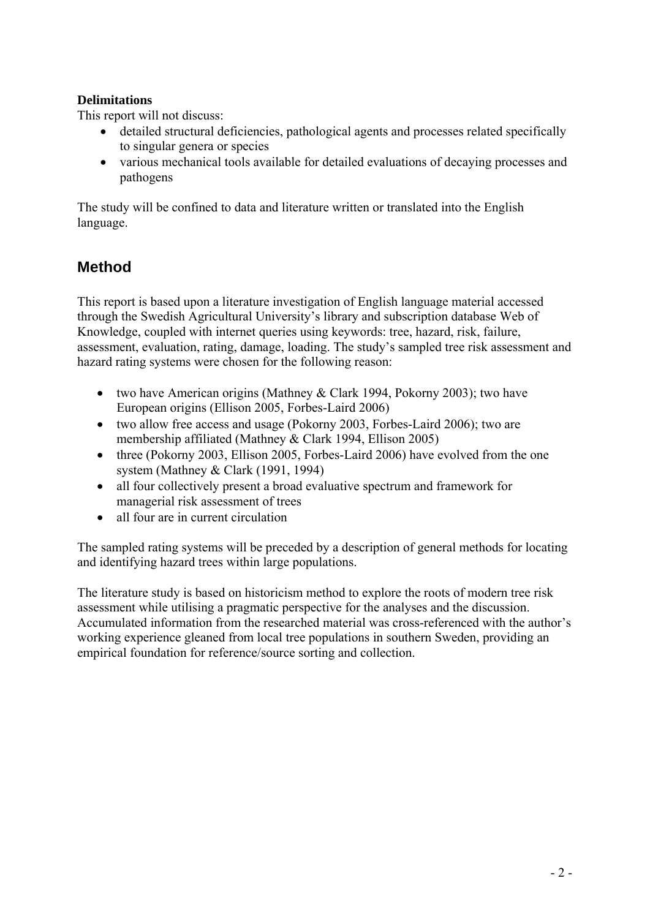**Delimitations**

This report will not discuss:

- detailed structural deficiencies, pathological agents and processes related specifically to singular genera or species
- various mechanical tools available for detailed evaluations of decaying processes and pathogens

The study will be confined to data and literature written or translated into the English language.

## Method

This report is based upon a literature investigation of English language material accessed through the Swedish Agricultural University's library and subscription database Web of Knowledge, coupled with internet queries using keywords: tree, hazard, risk, failure, assessment, evaluation, rating, damage, loading. The study's sampled tree risk assessment and hazard rating systems were chosen for the following reason:

- two have American origins (Mathney & Clark 1994, Pokorny 2003); two have European origins (Ellison 2005, Forbes-Laird 2006)
- two allow free access and usage (Pokorny 2003, Forbes-Laird 2006); two are membership affiliated (Mathney & Clark 1994, Ellison 2005)
- three (Pokorny 2003, Ellison 2005, Forbes-Laird 2006) have evolved from the one system (Mathney & Clark (1991, 1994)
- all four collectively present a broad evaluative spectrum and framework for managerial risk assessment of trees
- all four are in current circulation

The sampled rating systems will be preceded by a description of general methods for locating and identifying hazard trees within large populations.

The literature study is based on historicism method to explore the roots of modern tree risk assessment while utilising a pragmatic perspective for the analyses and the discussion. Accumulated information from the researched material was cross-referenced with the author's working experience gleaned from local tree populations in southern Sweden, providing an empirical foundation for reference/source sorting and collection.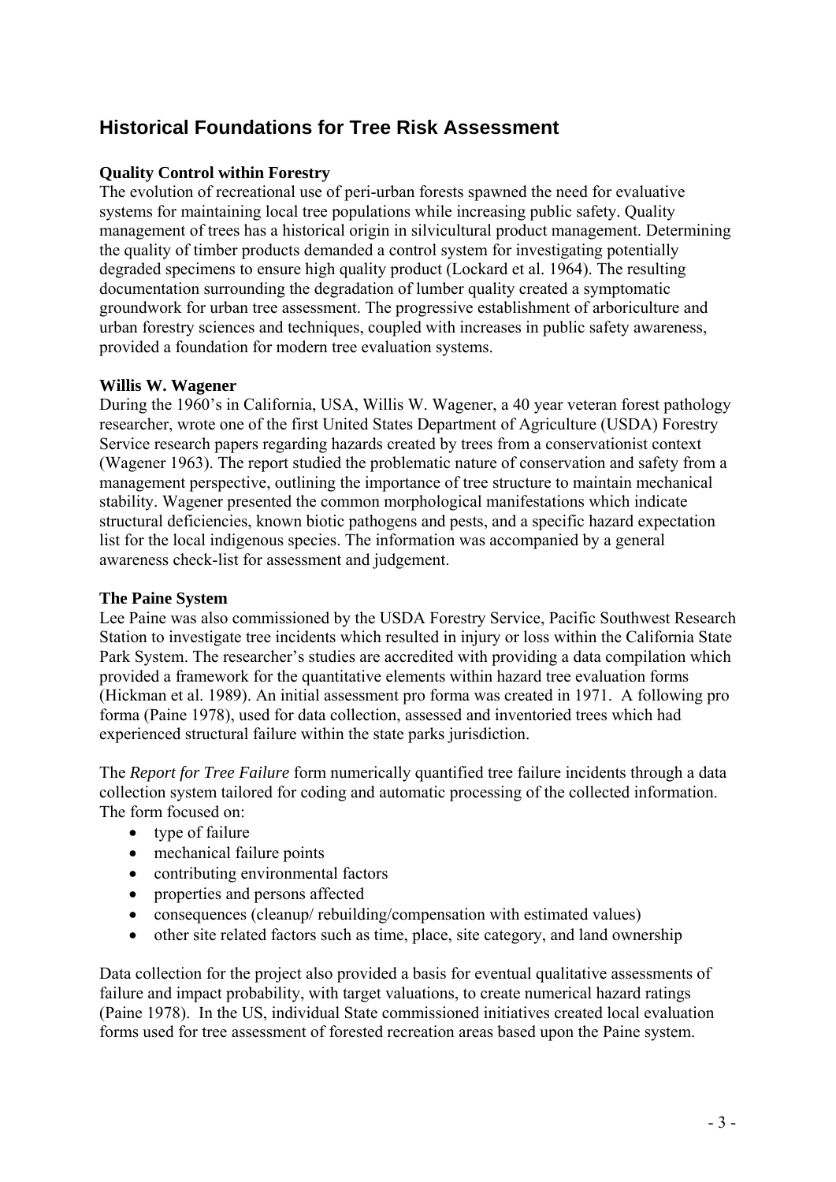## Historical Foundations for Tree Risk Assessment

### Quality Control within Forestry

The evolution of recreational use of peri-urban forests spawned the need for evaluative systems for maintaining local tree populations while increasing public safety. Quality management of trees has a historical origin in silvicultural product management. Determining the quality of timber products demanded a control system for investigating potentially degraded specimens to ensure high quality product (Lockard et al. 1964). The resulting documentation surrounding the degradation of lumber quality created a symptomatic groundwork for urban tree assessment. The progressive establishment of arboriculture and urban forestry sciences and techniques, coupled with increases in public safety awareness, provided a foundation for modern tree evaluation systems.

### Willis W. Wagener

During the 1960's in California, USA, Willis W. Wagener, a 40 year veteran forest pathology researcher, wrote one of the first United States Department of Agriculture (USDA) Forestry Service research papers regarding hazards created by trees from a conservationist context (Wagener 1963). The report studied the problematic nature of conservation and safety from a management perspective, outlining the importance of tree structure to maintain mechanical stability. Wagener presented the common morphological manifestations which indicate structural deficiencies, known biotic pathogens and pests, and a specific hazard expectation list for the local indigenous species. The information was accompanied by a general awareness check-list for assessment and judgement.

### The Paine System

Lee Paine was also commissioned by the USDA Forestry Service, Pacific Southwest Research Station to investigate tree incidents which resulted in injury or loss within the California State Park System. The researcher's studies are accredited with providing a data compilation which provided a framework for the quantitative elements within hazard tree evaluation forms (Hickman et al. 1989). An initial assessment pro forma was created in 1971. A following pro forma (Paine 1978), used for data collection, assessed and inventoried trees which had experienced structural failure within the state parks jurisdiction.

The *Report for Tree Failure* form numerically quantified tree failure incidents through a data collection system tailored for coding and automatic processing of the collected information. The form focused on:

- type of failure
- mechanical failure points
- contributing environmental factors
- properties and persons affected
- consequences (cleanup/ rebuilding/compensation with estimated values)
- other site related factors such as time, place, site category, and land ownership

Data collection for the project also provided a basis for eventual qualitative assessments of failure and impact probability, with target valuations, to create numerical hazard ratings (Paine 1978). In the US, individual State commissioned initiatives created local evaluation forms used for tree assessment of forested recreation areas based upon the Paine system.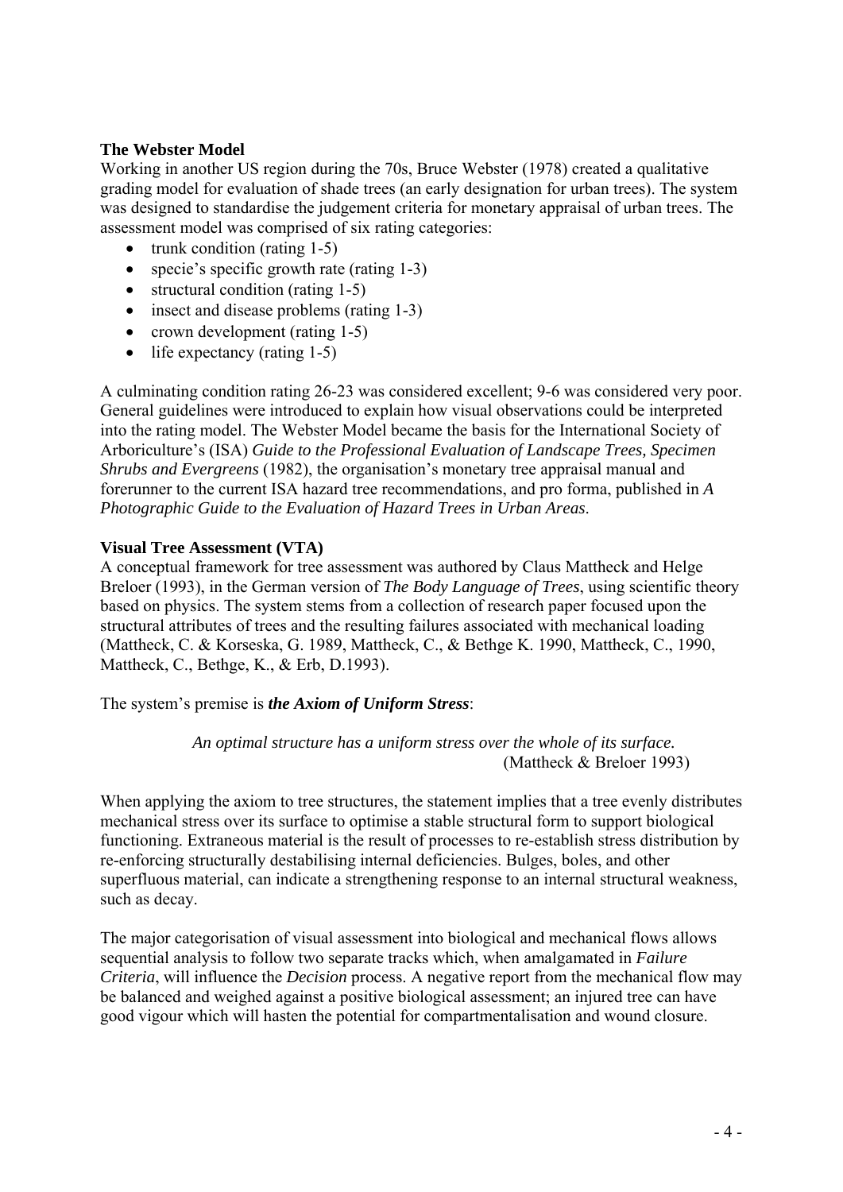**The Webster Model**

Working in another US region during the 70s, Bruce Webster (1978) created a qualitative grading model for evaluation of shade trees (an early designation for urban trees). The system was designed to standardise the judgement criteria for monetary appraisal of urban trees. The assessment model was comprised of six rating categories:

- trunk condition (rating 1-5)
- specie's specific growth rate (rating 1-3)
- structural condition (rating 1-5)
- insect and disease problems (rating 1-3)
- crown development (rating 1-5)
- life expectancy (rating 1-5)

A culminating condition rating 26-23 was considered excellent; 9-6 was considered very poor. General guidelines were introduced to explain how visual observations could be interpreted into the rating model. The Webster Model became the basis for the International Society of Arboriculture's (ISA) *Guide to the Professional Evaluation of Landscape Trees, Specimen Shrubs and Evergreens* (1982), the organisation's monetary tree appraisal manual and forerunner to the current ISA hazard tree recommendations, and pro forma, published in *A Photographic Guide to the Evaluation of Hazard Trees in Urban Areas*.

**Visual Tree Assessment (VTA)**

A conceptual framework for tree assessment was authored by Claus Mattheck and Helge Breloer (1993), in the German version of *The Body Language of Trees*, using scientific theory based on physics. The system stems from a collection of research paper focused upon the structural attributes of trees and the resulting failures associated with mechanical loading (Mattheck, C. & Korseska, G. 1989, Mattheck, C., & Bethge K. 1990, Mattheck, C., 1990, Mattheck, C., Bethge, K., & Erb, D.1993).

The system's premise is ***the Axiom of Uniform Stress***:

> *An optimal structure has a uniform stress over the whole of its surface.*
> (Mattheck & Breloer 1993)

When applying the axiom to tree structures, the statement implies that a tree evenly distributes mechanical stress over its surface to optimise a stable structural form to support biological functioning. Extraneous material is the result of processes to re-establish stress distribution by re-enforcing structurally destabilising internal deficiencies. Bulges, boles, and other superfluous material, can indicate a strengthening response to an internal structural weakness, such as decay.

The major categorisation of visual assessment into biological and mechanical flows allows sequential analysis to follow two separate tracks which, when amalgamated in *Failure Criteria*, will influence the *Decision* process. A negative report from the mechanical flow may be balanced and weighed against a positive biological assessment; an injured tree can have good vigour which will hasten the potential for compartmentalisation and wound closure.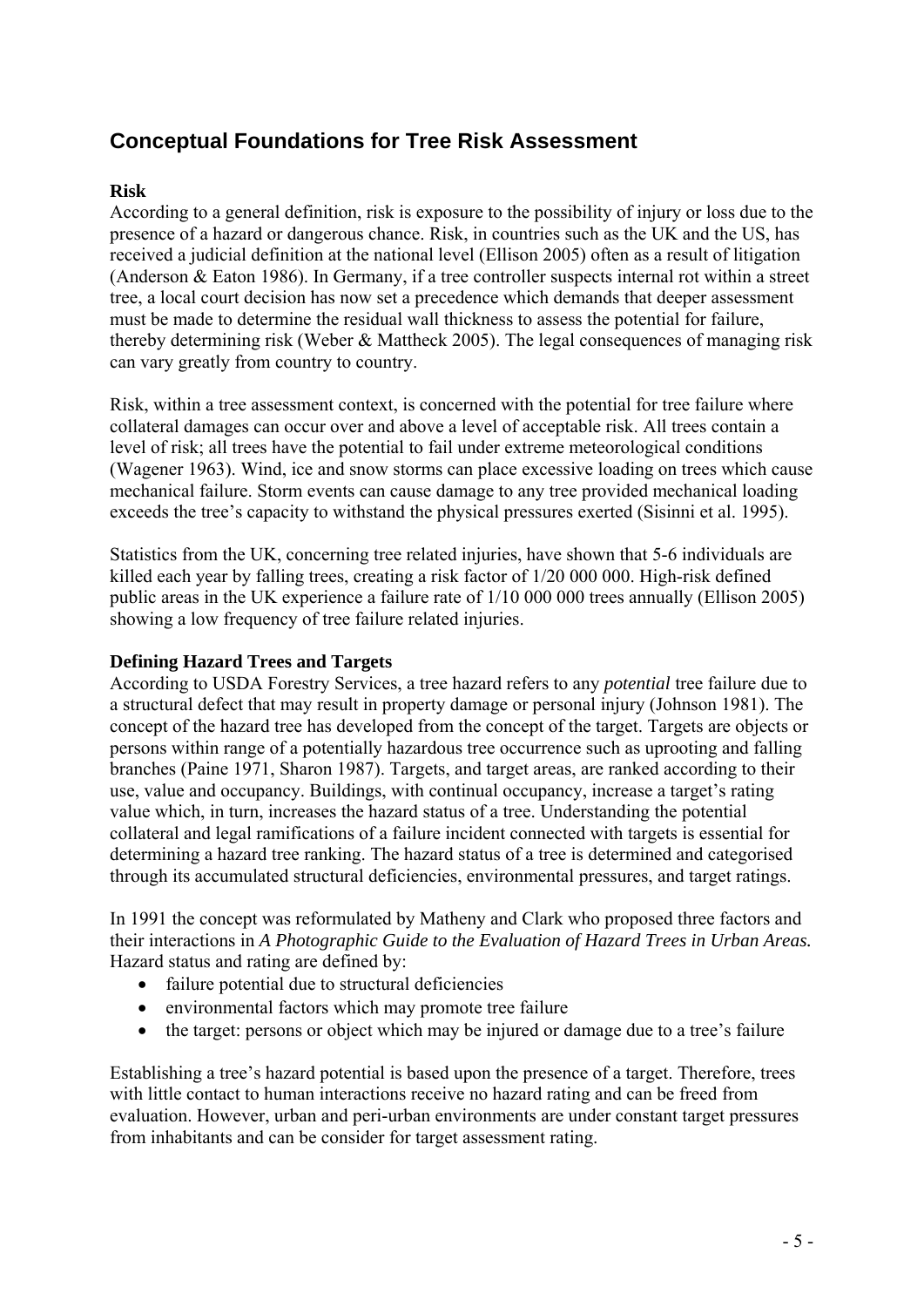# Conceptual Foundations for Tree Risk Assessment

**Risk**

According to a general definition, risk is exposure to the possibility of injury or loss due to the presence of a hazard or dangerous chance. Risk, in countries such as the UK and the US, has received a judicial definition at the national level (Ellison 2005) often as a result of litigation (Anderson & Eaton 1986). In Germany, if a tree controller suspects internal rot within a street tree, a local court decision has now set a precedence which demands that deeper assessment must be made to determine the residual wall thickness to assess the potential for failure, thereby determining risk (Weber & Mattheck 2005). The legal consequences of managing risk can vary greatly from country to country.

Risk, within a tree assessment context, is concerned with the potential for tree failure where collateral damages can occur over and above a level of acceptable risk. All trees contain a level of risk; all trees have the potential to fail under extreme meteorological conditions (Wagener 1963). Wind, ice and snow storms can place excessive loading on trees which cause mechanical failure. Storm events can cause damage to any tree provided mechanical loading exceeds the tree's capacity to withstand the physical pressures exerted (Sisinni et al. 1995).

Statistics from the UK, concerning tree related injuries, have shown that 5-6 individuals are killed each year by falling trees, creating a risk factor of 1/20 000 000. High-risk defined public areas in the UK experience a failure rate of 1/10 000 000 trees annually (Ellison 2005) showing a low frequency of tree failure related injuries.

**Defining Hazard Trees and Targets**

According to USDA Forestry Services, a tree hazard refers to any *potential* tree failure due to a structural defect that may result in property damage or personal injury (Johnson 1981). The concept of the hazard tree has developed from the concept of the target. Targets are objects or persons within range of a potentially hazardous tree occurrence such as uprooting and falling branches (Paine 1971, Sharon 1987). Targets, and target areas, are ranked according to their use, value and occupancy. Buildings, with continual occupancy, increase a target's rating value which, in turn, increases the hazard status of a tree. Understanding the potential collateral and legal ramifications of a failure incident connected with targets is essential for determining a hazard tree ranking. The hazard status of a tree is determined and categorised through its accumulated structural deficiencies, environmental pressures, and target ratings.

In 1991 the concept was reformulated by Matheny and Clark who proposed three factors and their interactions in *A Photographic Guide to the Evaluation of Hazard Trees in Urban Areas.* Hazard status and rating are defined by:

- failure potential due to structural deficiencies
- environmental factors which may promote tree failure
- the target: persons or object which may be injured or damage due to a tree's failure

Establishing a tree's hazard potential is based upon the presence of a target. Therefore, trees with little contact to human interactions receive no hazard rating and can be freed from evaluation. However, urban and peri-urban environments are under constant target pressures from inhabitants and can be consider for target assessment rating.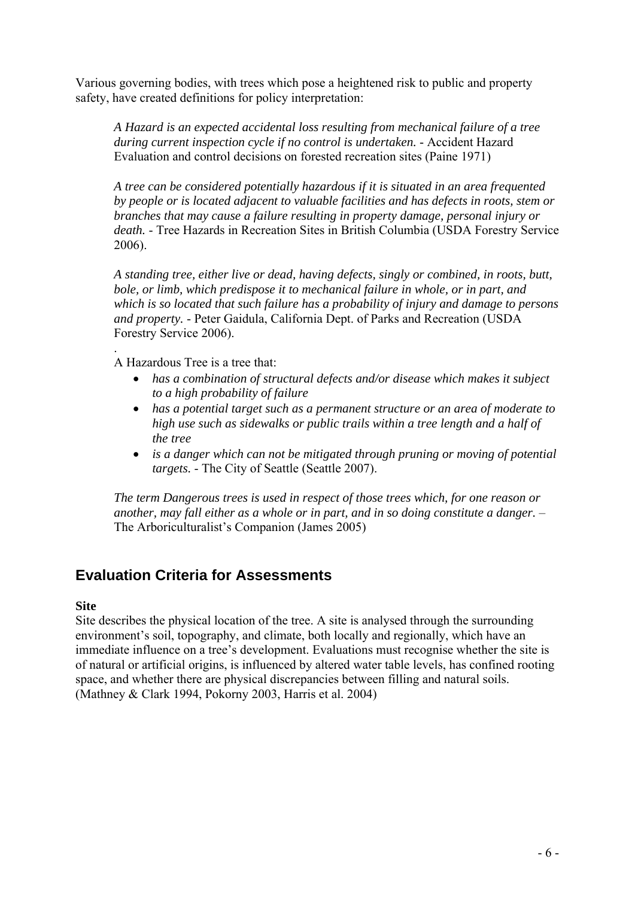Various governing bodies, with trees which pose a heightened risk to public and property safety, have created definitions for policy interpretation:

> *A Hazard is an expected accidental loss resulting from mechanical failure of a tree during current inspection cycle if no control is undertaken.* - Accident Hazard Evaluation and control decisions on forested recreation sites (Paine 1971)
>
> *A tree can be considered potentially hazardous if it is situated in an area frequented by people or is located adjacent to valuable facilities and has defects in roots, stem or branches that may cause a failure resulting in property damage, personal injury or death.* - Tree Hazards in Recreation Sites in British Columbia (USDA Forestry Service 2006).
>
> *A standing tree, either live or dead, having defects, singly or combined, in roots, butt, bole, or limb, which predispose it to mechanical failure in whole, or in part, and which is so located that such failure has a probability of injury and damage to persons and property.* - Peter Gaidula, California Dept. of Parks and Recreation (USDA Forestry Service 2006).
>
> .
>
> A Hazardous Tree is a tree that:
>
> - *has a combination of structural defects and/or disease which makes it subject to a high probability of failure*
> - *has a potential target such as a permanent structure or an area of moderate to high use such as sidewalks or public trails within a tree length and a half of the tree*
> - *is a danger which can not be mitigated through pruning or moving of potential targets.* - The City of Seattle (Seattle 2007).
>
> *The term Dangerous trees is used in respect of those trees which, for one reason or another, may fall either as a whole or in part, and in so doing constitute a danger.* – The Arboriculturalist's Companion (James 2005)

## Evaluation Criteria for Assessments

**Site**

Site describes the physical location of the tree. A site is analysed through the surrounding environment's soil, topography, and climate, both locally and regionally, which have an immediate influence on a tree's development. Evaluations must recognise whether the site is of natural or artificial origins, is influenced by altered water table levels, has confined rooting space, and whether there are physical discrepancies between filling and natural soils. (Mathney & Clark 1994, Pokorny 2003, Harris et al. 2004)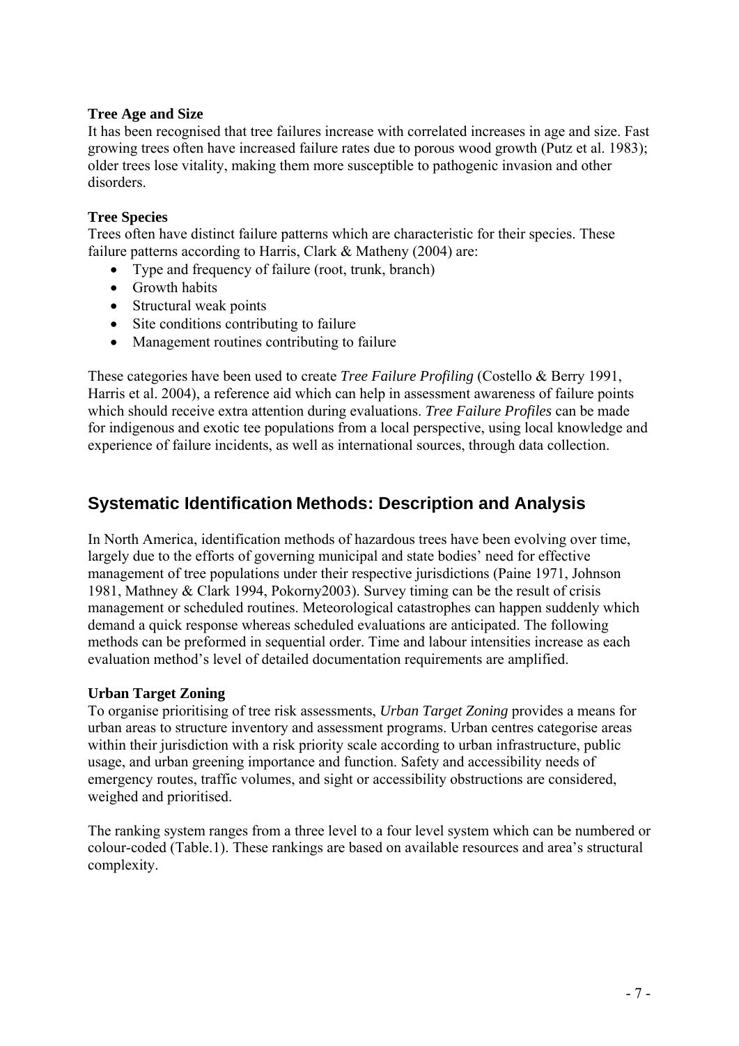**Tree Age and Size**

It has been recognised that tree failures increase with correlated increases in age and size. Fast growing trees often have increased failure rates due to porous wood growth (Putz et al. 1983); older trees lose vitality, making them more susceptible to pathogenic invasion and other disorders.

**Tree Species**

Trees often have distinct failure patterns which are characteristic for their species. These failure patterns according to Harris, Clark & Matheny (2004) are:

- Type and frequency of failure (root, trunk, branch)
- Growth habits
- Structural weak points
- Site conditions contributing to failure
- Management routines contributing to failure

These categories have been used to create *Tree Failure Profiling* (Costello & Berry 1991, Harris et al. 2004), a reference aid which can help in assessment awareness of failure points which should receive extra attention during evaluations. *Tree Failure Profiles* can be made for indigenous and exotic tee populations from a local perspective, using local knowledge and experience of failure incidents, as well as international sources, through data collection.

## Systematic Identification Methods: Description and Analysis

In North America, identification methods of hazardous trees have been evolving over time, largely due to the efforts of governing municipal and state bodies' need for effective management of tree populations under their respective jurisdictions (Paine 1971, Johnson 1981, Mathney & Clark 1994, Pokorny2003). Survey timing can be the result of crisis management or scheduled routines. Meteorological catastrophes can happen suddenly which demand a quick response whereas scheduled evaluations are anticipated. The following methods can be preformed in sequential order. Time and labour intensities increase as each evaluation method's level of detailed documentation requirements are amplified.

**Urban Target Zoning**

To organise prioritising of tree risk assessments, *Urban Target Zoning* provides a means for urban areas to structure inventory and assessment programs. Urban centres categorise areas within their jurisdiction with a risk priority scale according to urban infrastructure, public usage, and urban greening importance and function. Safety and accessibility needs of emergency routes, traffic volumes, and sight or accessibility obstructions are considered, weighed and prioritised.

The ranking system ranges from a three level to a four level system which can be numbered or colour-coded (Table.1). These rankings are based on available resources and area's structural complexity.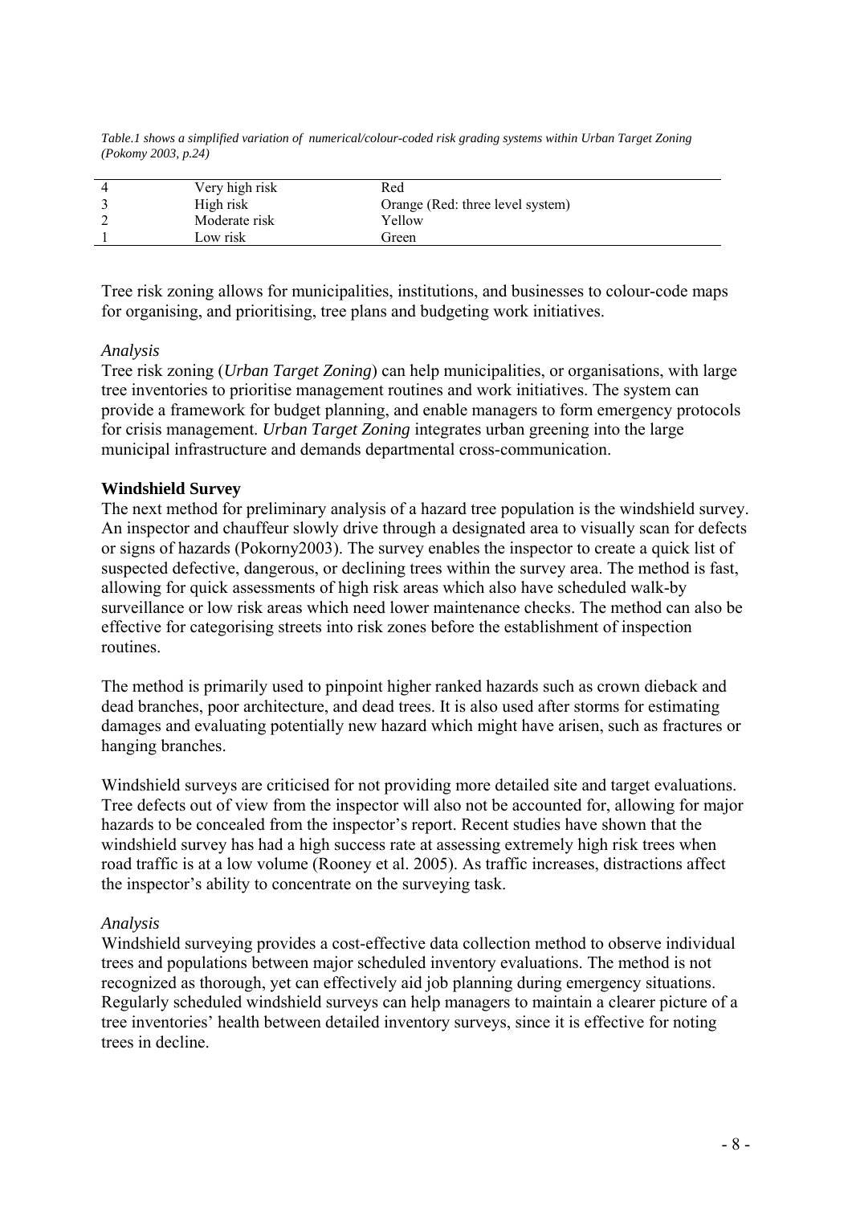*Table.1 shows a simplified variation of numerical/colour-coded risk grading systems within Urban Target Zoning (Pokomy 2003, p.24)*

| | | |
|---|---|---|
| 4 | Very high risk | Red |
| 3 | High risk | Orange (Red: three level system) |
| 2 | Moderate risk | Yellow |
| 1 | Low risk | Green |

Tree risk zoning allows for municipalities, institutions, and businesses to colour-code maps for organising, and prioritising, tree plans and budgeting work initiatives.

*Analysis*
Tree risk zoning (*Urban Target Zoning*) can help municipalities, or organisations, with large tree inventories to prioritise management routines and work initiatives. The system can provide a framework for budget planning, and enable managers to form emergency protocols for crisis management. *Urban Target Zoning* integrates urban greening into the large municipal infrastructure and demands departmental cross-communication.

**Windshield Survey**
The next method for preliminary analysis of a hazard tree population is the windshield survey. An inspector and chauffeur slowly drive through a designated area to visually scan for defects or signs of hazards (Pokorny2003). The survey enables the inspector to create a quick list of suspected defective, dangerous, or declining trees within the survey area. The method is fast, allowing for quick assessments of high risk areas which also have scheduled walk-by surveillance or low risk areas which need lower maintenance checks. The method can also be effective for categorising streets into risk zones before the establishment of inspection routines.

The method is primarily used to pinpoint higher ranked hazards such as crown dieback and dead branches, poor architecture, and dead trees. It is also used after storms for estimating damages and evaluating potentially new hazard which might have arisen, such as fractures or hanging branches.

Windshield surveys are criticised for not providing more detailed site and target evaluations. Tree defects out of view from the inspector will also not be accounted for, allowing for major hazards to be concealed from the inspector's report. Recent studies have shown that the windshield survey has had a high success rate at assessing extremely high risk trees when road traffic is at a low volume (Rooney et al. 2005). As traffic increases, distractions affect the inspector's ability to concentrate on the surveying task.

*Analysis*
Windshield surveying provides a cost-effective data collection method to observe individual trees and populations between major scheduled inventory evaluations. The method is not recognized as thorough, yet can effectively aid job planning during emergency situations. Regularly scheduled windshield surveys can help managers to maintain a clearer picture of a tree inventories' health between detailed inventory surveys, since it is effective for noting trees in decline.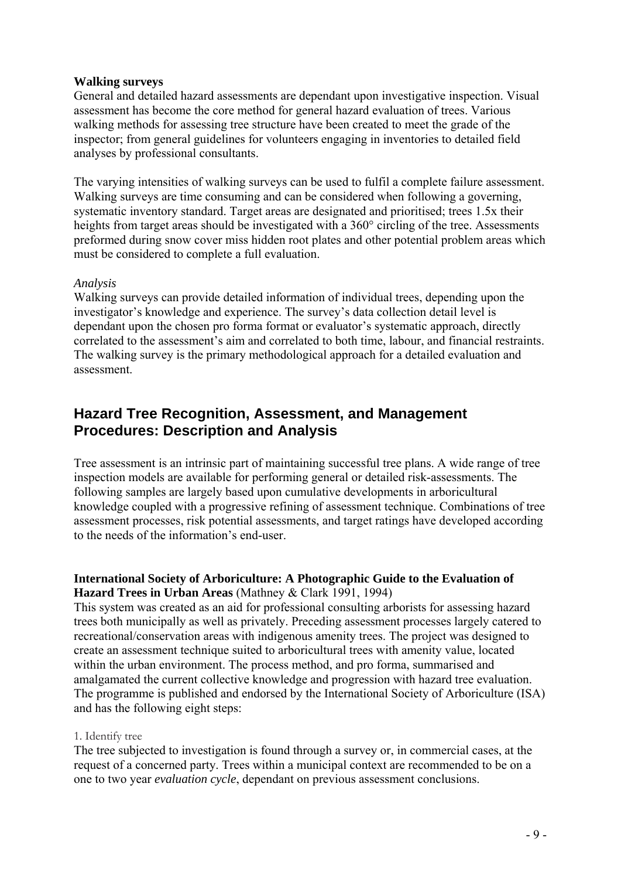**Walking surveys**

General and detailed hazard assessments are dependant upon investigative inspection. Visual assessment has become the core method for general hazard evaluation of trees. Various walking methods for assessing tree structure have been created to meet the grade of the inspector; from general guidelines for volunteers engaging in inventories to detailed field analyses by professional consultants.

The varying intensities of walking surveys can be used to fulfil a complete failure assessment. Walking surveys are time consuming and can be considered when following a governing, systematic inventory standard. Target areas are designated and prioritised; trees 1.5x their heights from target areas should be investigated with a 360° circling of the tree. Assessments preformed during snow cover miss hidden root plates and other potential problem areas which must be considered to complete a full evaluation.

*Analysis*

Walking surveys can provide detailed information of individual trees, depending upon the investigator's knowledge and experience. The survey's data collection detail level is dependant upon the chosen pro forma format or evaluator's systematic approach, directly correlated to the assessment's aim and correlated to both time, labour, and financial restraints. The walking survey is the primary methodological approach for a detailed evaluation and assessment.

## Hazard Tree Recognition, Assessment, and Management Procedures: Description and Analysis

Tree assessment is an intrinsic part of maintaining successful tree plans. A wide range of tree inspection models are available for performing general or detailed risk-assessments. The following samples are largely based upon cumulative developments in arboricultural knowledge coupled with a progressive refining of assessment technique. Combinations of tree assessment processes, risk potential assessments, and target ratings have developed according to the needs of the information's end-user.

**International Society of Arboriculture: A Photographic Guide to the Evaluation of Hazard Trees in Urban Areas** (Mathney & Clark 1991, 1994)

This system was created as an aid for professional consulting arborists for assessing hazard trees both municipally as well as privately. Preceding assessment processes largely catered to recreational/conservation areas with indigenous amenity trees. The project was designed to create an assessment technique suited to arboricultural trees with amenity value, located within the urban environment. The process method, and pro forma, summarised and amalgamated the current collective knowledge and progression with hazard tree evaluation. The programme is published and endorsed by the International Society of Arboriculture (ISA) and has the following eight steps:

1. Identify tree

The tree subjected to investigation is found through a survey or, in commercial cases, at the request of a concerned party. Trees within a municipal context are recommended to be on a one to two year *evaluation cycle*, dependant on previous assessment conclusions.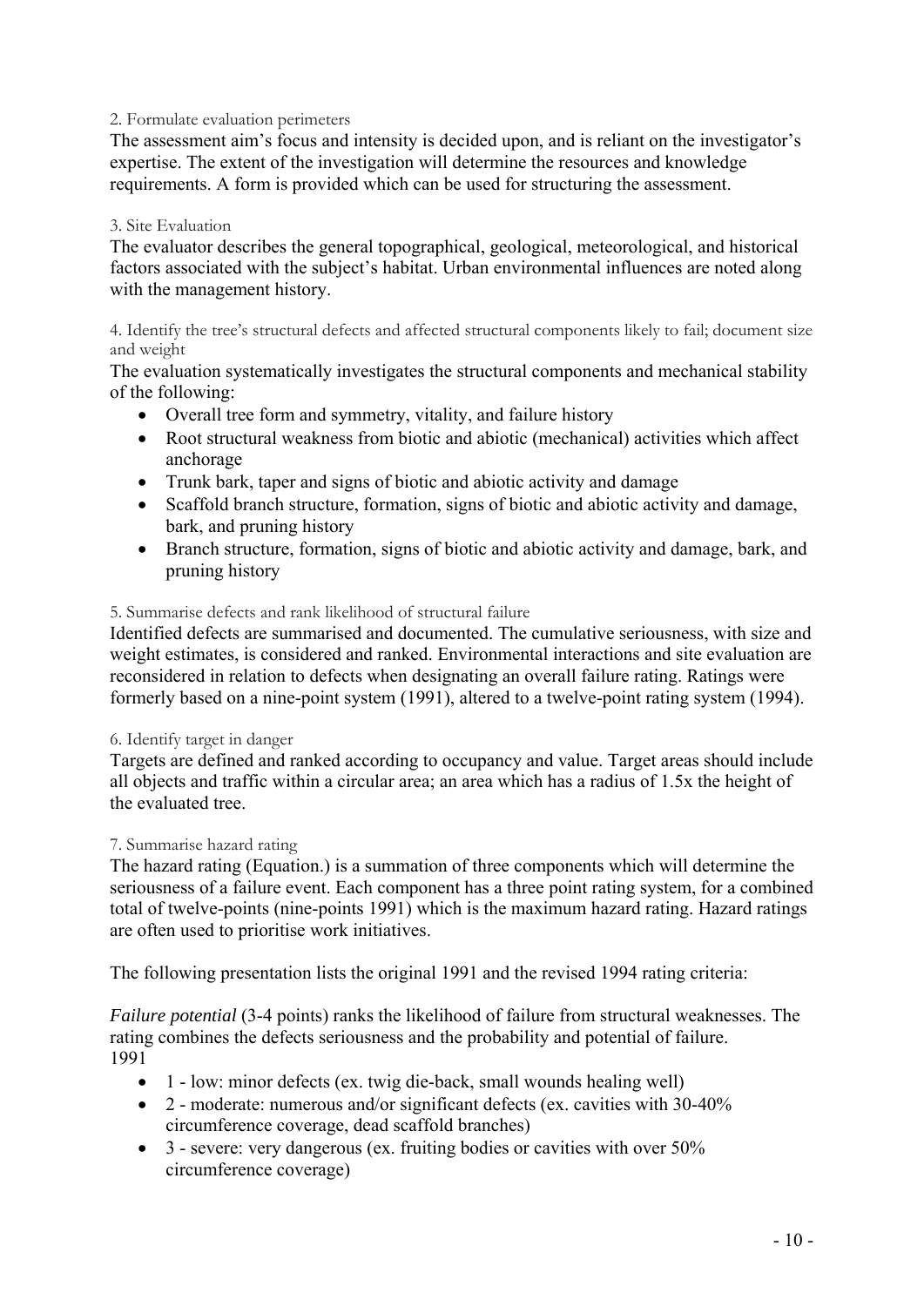2. Formulate evaluation perimeters

The assessment aim's focus and intensity is decided upon, and is reliant on the investigator's expertise. The extent of the investigation will determine the resources and knowledge requirements. A form is provided which can be used for structuring the assessment.

3. Site Evaluation

The evaluator describes the general topographical, geological, meteorological, and historical factors associated with the subject's habitat. Urban environmental influences are noted along with the management history.

4. Identify the tree's structural defects and affected structural components likely to fail; document size and weight

The evaluation systematically investigates the structural components and mechanical stability of the following:

- Overall tree form and symmetry, vitality, and failure history
- Root structural weakness from biotic and abiotic (mechanical) activities which affect anchorage
- Trunk bark, taper and signs of biotic and abiotic activity and damage
- Scaffold branch structure, formation, signs of biotic and abiotic activity and damage, bark, and pruning history
- Branch structure, formation, signs of biotic and abiotic activity and damage, bark, and pruning history

5. Summarise defects and rank likelihood of structural failure

Identified defects are summarised and documented. The cumulative seriousness, with size and weight estimates, is considered and ranked. Environmental interactions and site evaluation are reconsidered in relation to defects when designating an overall failure rating. Ratings were formerly based on a nine-point system (1991), altered to a twelve-point rating system (1994).

6. Identify target in danger

Targets are defined and ranked according to occupancy and value. Target areas should include all objects and traffic within a circular area; an area which has a radius of 1.5x the height of the evaluated tree.

7. Summarise hazard rating

The hazard rating (Equation.) is a summation of three components which will determine the seriousness of a failure event. Each component has a three point rating system, for a combined total of twelve-points (nine-points 1991) which is the maximum hazard rating. Hazard ratings are often used to prioritise work initiatives.

The following presentation lists the original 1991 and the revised 1994 rating criteria:

*Failure potential* (3-4 points) ranks the likelihood of failure from structural weaknesses. The rating combines the defects seriousness and the probability and potential of failure.
1991

- 1 - low: minor defects (ex. twig die-back, small wounds healing well)
- 2 - moderate: numerous and/or significant defects (ex. cavities with 30-40% circumference coverage, dead scaffold branches)
- 3 - severe: very dangerous (ex. fruiting bodies or cavities with over 50% circumference coverage)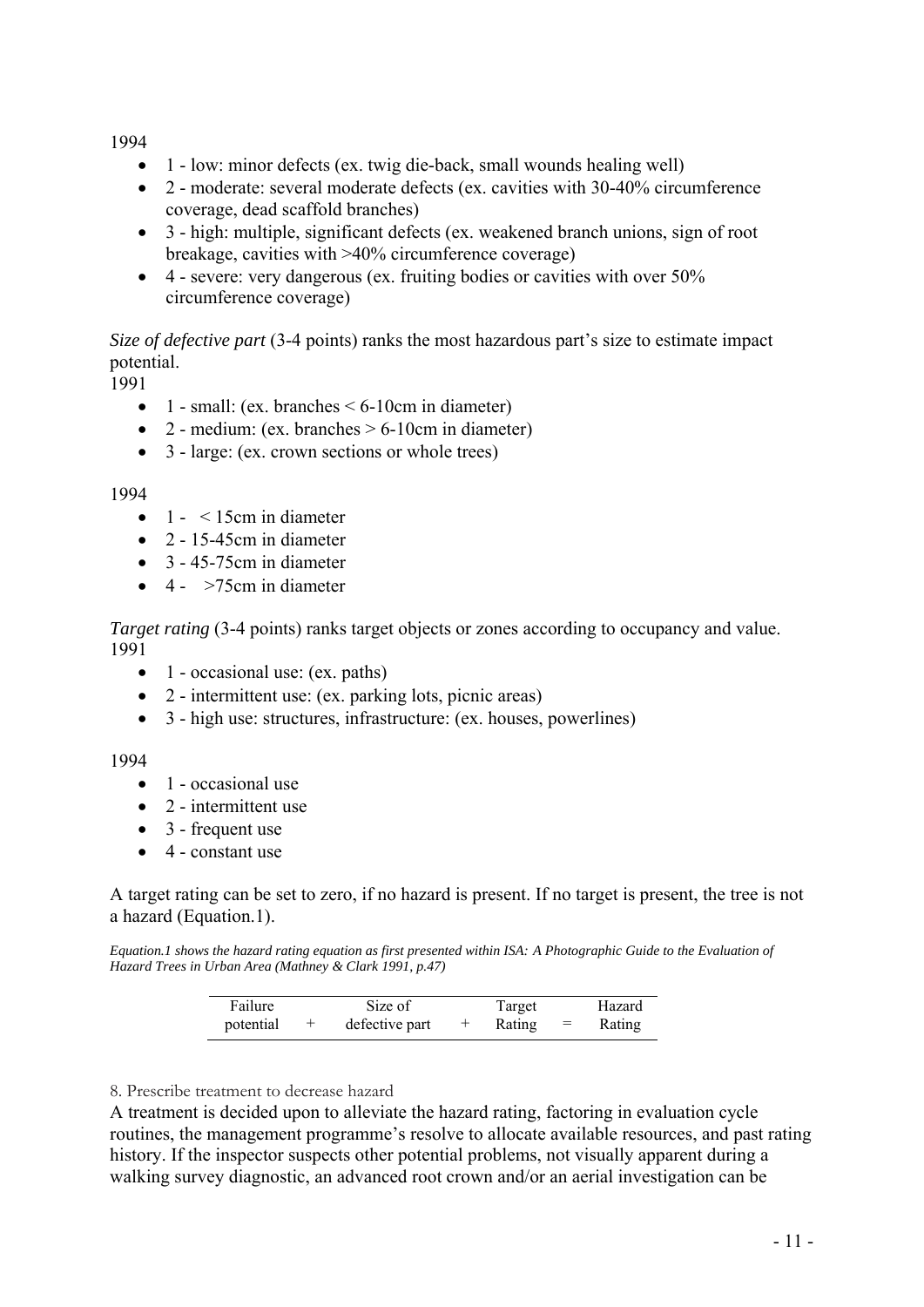1994

- 1 - low: minor defects (ex. twig die-back, small wounds healing well)
- 2 - moderate: several moderate defects (ex. cavities with 30-40% circumference coverage, dead scaffold branches)
- 3 - high: multiple, significant defects (ex. weakened branch unions, sign of root breakage, cavities with >40% circumference coverage)
- 4 - severe: very dangerous (ex. fruiting bodies or cavities with over 50% circumference coverage)

*Size of defective part* (3-4 points) ranks the most hazardous part's size to estimate impact potential.

1991

- 1 - small: (ex. branches < 6-10cm in diameter)
- 2 - medium: (ex. branches > 6-10cm in diameter)
- 3 - large: (ex. crown sections or whole trees)

1994

- 1 - < 15cm in diameter
- 2 - 15-45cm in diameter
- 3 - 45-75cm in diameter
- 4 - >75cm in diameter

*Target rating* (3-4 points) ranks target objects or zones according to occupancy and value.

1991

- 1 - occasional use: (ex. paths)
- 2 - intermittent use: (ex. parking lots, picnic areas)
- 3 - high use: structures, infrastructure: (ex. houses, powerlines)

1994

- 1 - occasional use
- 2 - intermittent use
- 3 - frequent use
- 4 - constant use

A target rating can be set to zero, if no hazard is present. If no target is present, the tree is not a hazard (Equation.1).

*Equation.1 shows the hazard rating equation as first presented within ISA: A Photographic Guide to the Evaluation of Hazard Trees in Urban Area (Mathney & Clark 1991, p.47)*

$$\text{Failure potential} + \text{Size of defective part} + \text{Target Rating} = \text{Hazard Rating}$$

8. Prescribe treatment to decrease hazard

A treatment is decided upon to alleviate the hazard rating, factoring in evaluation cycle routines, the management programme's resolve to allocate available resources, and past rating history. If the inspector suspects other potential problems, not visually apparent during a walking survey diagnostic, an advanced root crown and/or an aerial investigation can be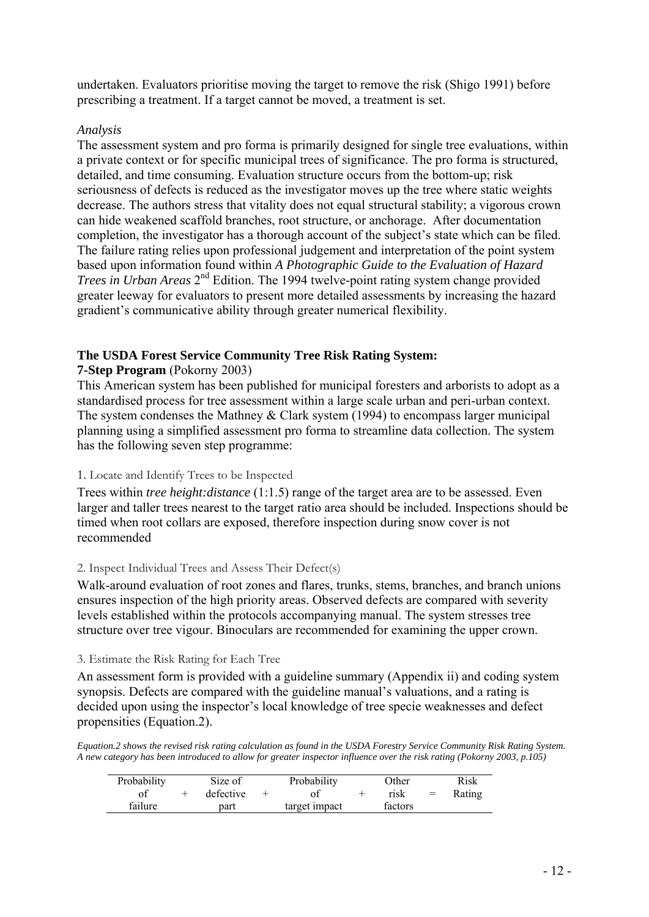undertaken. Evaluators prioritise moving the target to remove the risk (Shigo 1991) before prescribing a treatment. If a target cannot be moved, a treatment is set.

*Analysis*

The assessment system and pro forma is primarily designed for single tree evaluations, within a private context or for specific municipal trees of significance. The pro forma is structured, detailed, and time consuming. Evaluation structure occurs from the bottom-up; risk seriousness of defects is reduced as the investigator moves up the tree where static weights decrease. The authors stress that vitality does not equal structural stability; a vigorous crown can hide weakened scaffold branches, root structure, or anchorage. After documentation completion, the investigator has a thorough account of the subject's state which can be filed. The failure rating relies upon professional judgement and interpretation of the point system based upon information found within *A Photographic Guide to the Evaluation of Hazard Trees in Urban Areas* 2nd Edition. The 1994 twelve-point rating system change provided greater leeway for evaluators to present more detailed assessments by increasing the hazard gradient's communicative ability through greater numerical flexibility.

**The USDA Forest Service Community Tree Risk Rating System: 7-Step Program** (Pokorny 2003)

This American system has been published for municipal foresters and arborists to adopt as a standardised process for tree assessment within a large scale urban and peri-urban context. The system condenses the Mathney & Clark system (1994) to encompass larger municipal planning using a simplified assessment pro forma to streamline data collection. The system has the following seven step programme:

1. Locate and Identify Trees to be Inspected

Trees within *tree height:distance* (1:1.5) range of the target area are to be assessed. Even larger and taller trees nearest to the target ratio area should be included. Inspections should be timed when root collars are exposed, therefore inspection during snow cover is not recommended

2. Inspect Individual Trees and Assess Their Defect(s)

Walk-around evaluation of root zones and flares, trunks, stems, branches, and branch unions ensures inspection of the high priority areas. Observed defects are compared with severity levels established within the protocols accompanying manual. The system stresses tree structure over tree vigour. Binoculars are recommended for examining the upper crown.

3. Estimate the Risk Rating for Each Tree

An assessment form is provided with a guideline summary (Appendix ii) and coding system synopsis. Defects are compared with the guideline manual's valuations, and a rating is decided upon using the inspector's local knowledge of tree specie weaknesses and defect propensities (Equation.2).

*Equation.2 shows the revised risk rating calculation as found in the USDA Forestry Service Community Risk Rating System. A new category has been introduced to allow for greater inspector influence over the risk rating (Pokorny 2003, p.105)*

| Probability of failure | + | Size of defective part | + | Probability of target impact | + | Other risk factors | = | Risk Rating |
|---|---|---|---|---|---|---|---|---|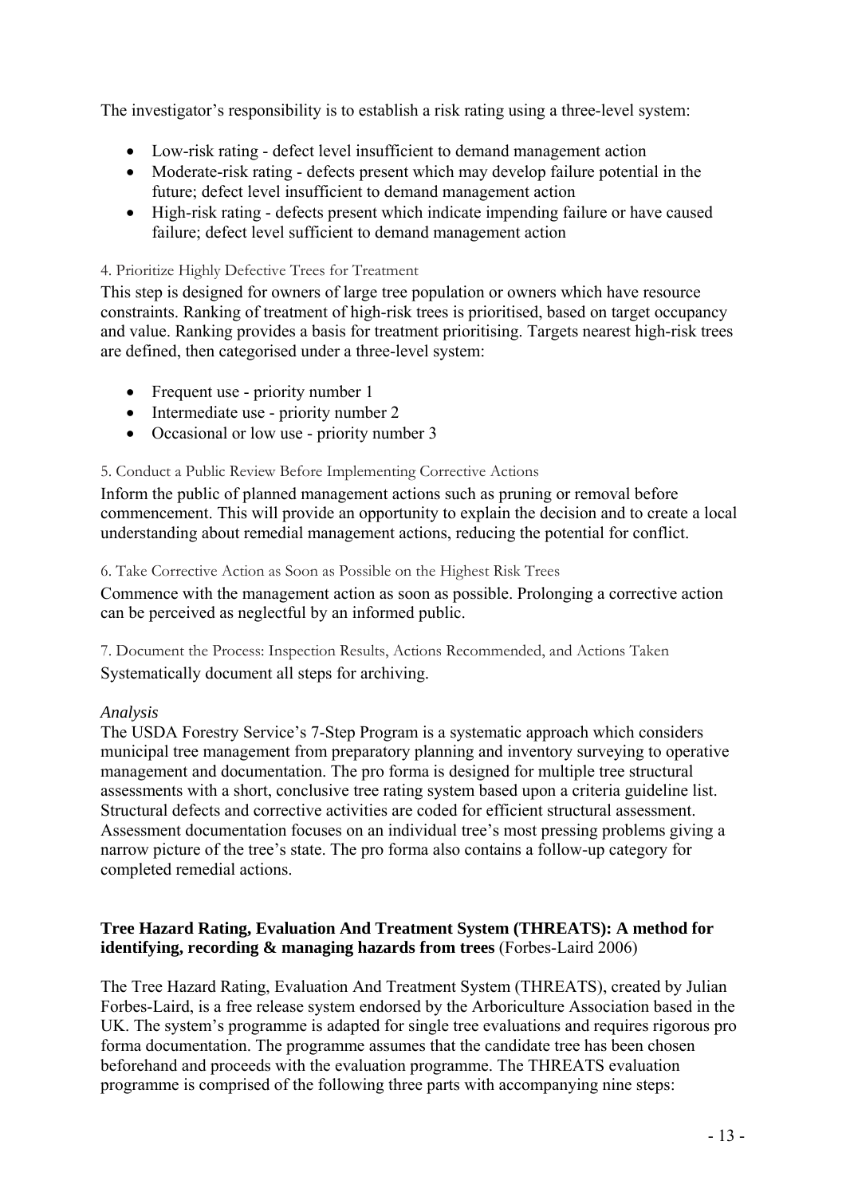The investigator's responsibility is to establish a risk rating using a three-level system:

- Low-risk rating - defect level insufficient to demand management action
- Moderate-risk rating - defects present which may develop failure potential in the future; defect level insufficient to demand management action
- High-risk rating - defects present which indicate impending failure or have caused failure; defect level sufficient to demand management action

#### 4. Prioritize Highly Defective Trees for Treatment

This step is designed for owners of large tree population or owners which have resource constraints. Ranking of treatment of high-risk trees is prioritised, based on target occupancy and value. Ranking provides a basis for treatment prioritising. Targets nearest high-risk trees are defined, then categorised under a three-level system:

- Frequent use - priority number 1
- Intermediate use - priority number 2
- Occasional or low use - priority number 3

#### 5. Conduct a Public Review Before Implementing Corrective Actions

Inform the public of planned management actions such as pruning or removal before commencement. This will provide an opportunity to explain the decision and to create a local understanding about remedial management actions, reducing the potential for conflict.

#### 6. Take Corrective Action as Soon as Possible on the Highest Risk Trees

Commence with the management action as soon as possible. Prolonging a corrective action can be perceived as neglectful by an informed public.

#### 7. Document the Process: Inspection Results, Actions Recommended, and Actions Taken

Systematically document all steps for archiving.

*Analysis*

The USDA Forestry Service's 7-Step Program is a systematic approach which considers municipal tree management from preparatory planning and inventory surveying to operative management and documentation. The pro forma is designed for multiple tree structural assessments with a short, conclusive tree rating system based upon a criteria guideline list. Structural defects and corrective activities are coded for efficient structural assessment. Assessment documentation focuses on an individual tree's most pressing problems giving a narrow picture of the tree's state. The pro forma also contains a follow-up category for completed remedial actions.

**Tree Hazard Rating, Evaluation And Treatment System (THREATS): A method for identifying, recording & managing hazards from trees** (Forbes-Laird 2006)

The Tree Hazard Rating, Evaluation And Treatment System (THREATS), created by Julian Forbes-Laird, is a free release system endorsed by the Arboriculture Association based in the UK. The system's programme is adapted for single tree evaluations and requires rigorous pro forma documentation. The programme assumes that the candidate tree has been chosen beforehand and proceeds with the evaluation programme. The THREATS evaluation programme is comprised of the following three parts with accompanying nine steps: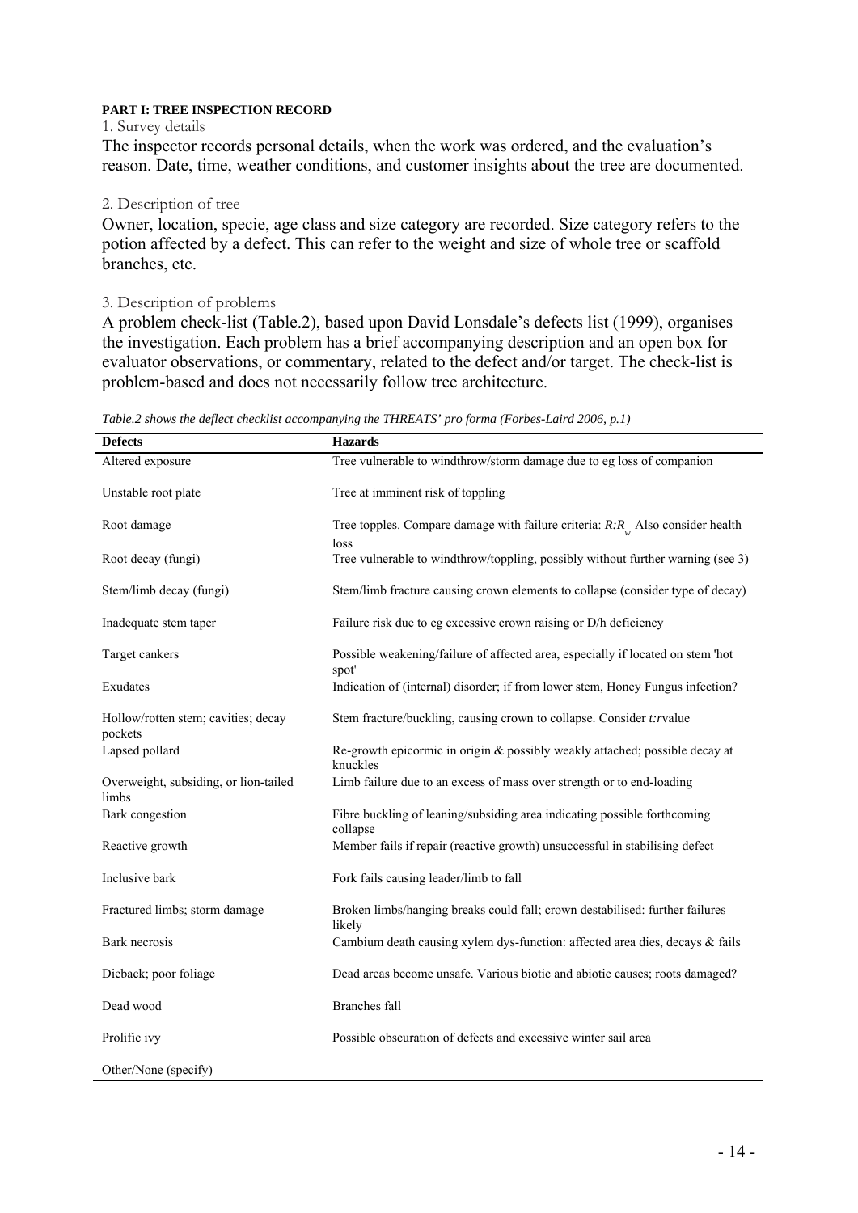**PART I: TREE INSPECTION RECORD**

1. Survey details

The inspector records personal details, when the work was ordered, and the evaluation's reason. Date, time, weather conditions, and customer insights about the tree are documented.

2. Description of tree

Owner, location, specie, age class and size category are recorded. Size category refers to the potion affected by a defect. This can refer to the weight and size of whole tree or scaffold branches, etc.

3. Description of problems

A problem check-list (Table.2), based upon David Lonsdale's defects list (1999), organises the investigation. Each problem has a brief accompanying description and an open box for evaluator observations, or commentary, related to the defect and/or target. The check-list is problem-based and does not necessarily follow tree architecture.

*Table.2 shows the deflect checklist accompanying the THREATS' pro forma (Forbes-Laird 2006, p.1)*

| Defects | Hazards |
|---|---|
| Altered exposure | Tree vulnerable to windthrow/storm damage due to eg loss of companion |
| Unstable root plate | Tree at imminent risk of toppling |
| Root damage | Tree topples. Compare damage with failure criteria: $R{:}R_w$. Also consider health loss |
| Root decay (fungi) | Tree vulnerable to windthrow/toppling, possibly without further warning (see 3) |
| Stem/limb decay (fungi) | Stem/limb fracture causing crown elements to collapse (consider type of decay) |
| Inadequate stem taper | Failure risk due to eg excessive crown raising or D/h deficiency |
| Target cankers | Possible weakening/failure of affected area, especially if located on stem 'hot spot' |
| Exudates | Indication of (internal) disorder; if from lower stem, Honey Fungus infection? |
| Hollow/rotten stem; cavities; decay pockets | Stem fracture/buckling, causing crown to collapse. Consider *t:r*value |
| Lapsed pollard | Re-growth epicormic in origin & possibly weakly attached; possible decay at knuckles |
| Overweight, subsiding, or lion-tailed limbs | Limb failure due to an excess of mass over strength or to end-loading |
| Bark congestion | Fibre buckling of leaning/subsiding area indicating possible forthcoming collapse |
| Reactive growth | Member fails if repair (reactive growth) unsuccessful in stabilising defect |
| Inclusive bark | Fork fails causing leader/limb to fall |
| Fractured limbs; storm damage | Broken limbs/hanging breaks could fall; crown destabilised: further failures likely |
| Bark necrosis | Cambium death causing xylem dys-function: affected area dies, decays & fails |
| Dieback; poor foliage | Dead areas become unsafe. Various biotic and abiotic causes; roots damaged? |
| Dead wood | Branches fall |
| Prolific ivy | Possible obscuration of defects and excessive winter sail area |
| Other/None (specify) | |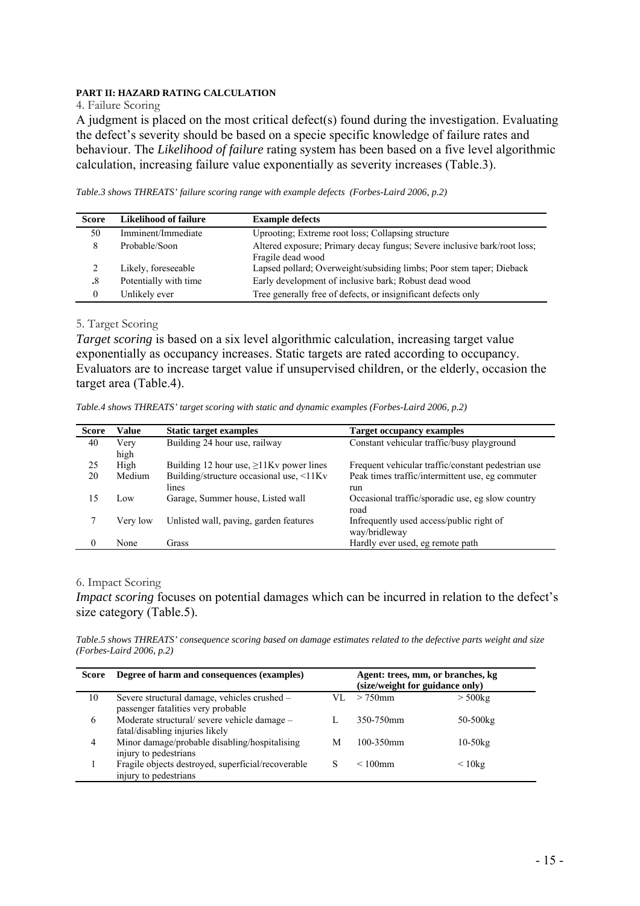**PART II: HAZARD RATING CALCULATION**

4. Failure Scoring

A judgment is placed on the most critical defect(s) found during the investigation. Evaluating the defect's severity should be based on a specie specific knowledge of failure rates and behaviour. The *Likelihood of failure* rating system has been based on a five level algorithmic calculation, increasing failure value exponentially as severity increases (Table.3).

*Table.3 shows THREATS' failure scoring range with example defects (Forbes-Laird 2006, p.2)*

| Score | Likelihood of failure | Example defects |
|---|---|---|
| 50 | Imminent/Immediate | Uprooting; Extreme root loss; Collapsing structure |
| 8 | Probable/Soon | Altered exposure; Primary decay fungus; Severe inclusive bark/root loss; Fragile dead wood |
| 2 | Likely, foreseeable | Lapsed pollard; Overweight/subsiding limbs; Poor stem taper; Dieback |
| .8 | Potentially with time | Early development of inclusive bark; Robust dead wood |
| 0 | Unlikely ever | Tree generally free of defects, or insignificant defects only |

5. Target Scoring

*Target scoring* is based on a six level algorithmic calculation, increasing target value exponentially as occupancy increases. Static targets are rated according to occupancy. Evaluators are to increase target value if unsupervised children, or the elderly, occasion the target area (Table.4).

*Table.4 shows THREATS' target scoring with static and dynamic examples (Forbes-Laird 2006, p.2)*

| Score | Value | Static target examples | Target occupancy examples |
|---|---|---|---|
| 40 | Very high | Building 24 hour use, railway | Constant vehicular traffic/busy playground |
| 25 | High | Building 12 hour use, ≥11Kv power lines | Frequent vehicular traffic/constant pedestrian use |
| 20 | Medium | Building/structure occasional use, <11Kv lines | Peak times traffic/intermittent use, eg commuter run |
| 15 | Low | Garage, Summer house, Listed wall | Occasional traffic/sporadic use, eg slow country road |
| 7 | Very low | Unlisted wall, paving, garden features | Infrequently used access/public right of way/bridleway |
| 0 | None | Grass | Hardly ever used, eg remote path |

6. Impact Scoring

*Impact scoring* focuses on potential damages which can be incurred in relation to the defect's size category (Table.5).

*Table.5 shows THREATS' consequence scoring based on damage estimates related to the defective parts weight and size (Forbes-Laird 2006, p.2)*

| Score | Degree of harm and consequences (examples) | Agent: trees, mm, or branches, kg (size/weight for guidance only) | | |
|---|---|---|---|---|
| 10 | Severe structural damage, vehicles crushed – passenger fatalities very probable | VL | > 750mm | > 500kg |
| 6 | Moderate structural/ severe vehicle damage – fatal/disabling injuries likely | L | 350-750mm | 50-500kg |
| 4 | Minor damage/probable disabling/hospitalising injury to pedestrians | M | 100-350mm | 10-50kg |
| 1 | Fragile objects destroyed, superficial/recoverable injury to pedestrians | S | < 100mm | < 10kg |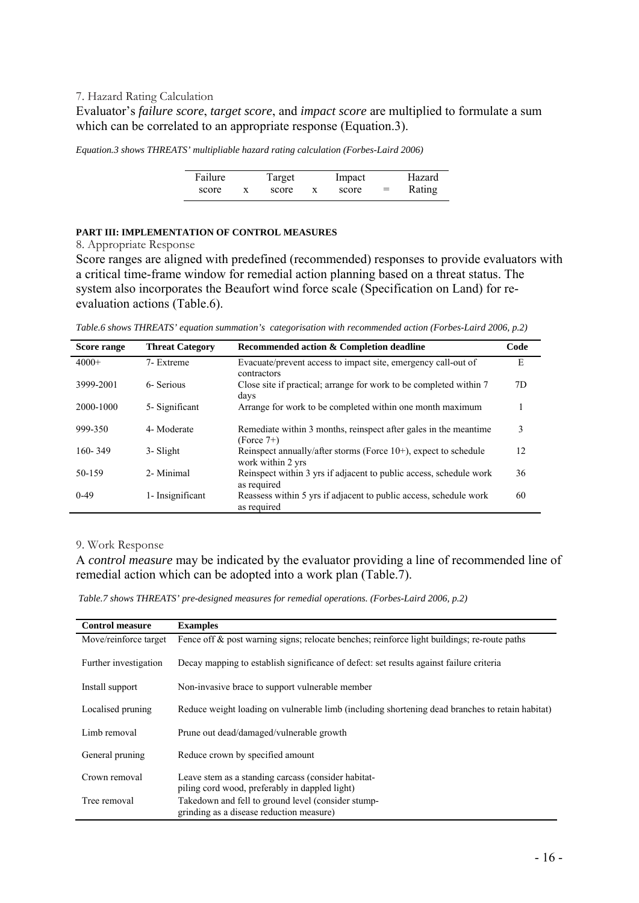### 7. Hazard Rating Calculation

Evaluator's *failure score*, *target score*, and *impact score* are multiplied to formulate a sum which can be correlated to an appropriate response (Equation.3).

*Equation.3 shows THREATS' multipliable hazard rating calculation (Forbes-Laird 2006)*

| Failure score | x | Target score | x | Impact score | = | Hazard Rating |
|---|---|---|---|---|---|---|

## PART III: IMPLEMENTATION OF CONTROL MEASURES

### 8. Appropriate Response

Score ranges are aligned with predefined (recommended) responses to provide evaluators with a critical time-frame window for remedial action planning based on a threat status. The system also incorporates the Beaufort wind force scale (Specification on Land) for re-evaluation actions (Table.6).

*Table.6 shows THREATS' equation summation's categorisation with recommended action (Forbes-Laird 2006, p.2)*

| Score range | Threat Category | Recommended action & Completion deadline | Code |
|---|---|---|---|
| 4000+ | 7- Extreme | Evacuate/prevent access to impact site, emergency call-out of contractors | E |
| 3999-2001 | 6- Serious | Close site if practical; arrange for work to be completed within 7 days | 7D |
| 2000-1000 | 5- Significant | Arrange for work to be completed within one month maximum | 1 |
| 999-350 | 4- Moderate | Remediate within 3 months, reinspect after gales in the meantime (Force 7+) | 3 |
| 160- 349 | 3- Slight | Reinspect annually/after storms (Force 10+), expect to schedule work within 2 yrs | 12 |
| 50-159 | 2- Minimal | Reinspect within 3 yrs if adjacent to public access, schedule work as required | 36 |
| 0-49 | 1- Insignificant | Reassess within 5 yrs if adjacent to public access, schedule work as required | 60 |

### 9. Work Response

A *control measure* may be indicated by the evaluator providing a line of recommended line of remedial action which can be adopted into a work plan (Table.7).

*Table.7 shows THREATS' pre-designed measures for remedial operations. (Forbes-Laird 2006, p.2)*

| Control measure | Examples |
|---|---|
| Move/reinforce target | Fence off & post warning signs; relocate benches; reinforce light buildings; re-route paths |
| Further investigation | Decay mapping to establish significance of defect: set results against failure criteria |
| Install support | Non-invasive brace to support vulnerable member |
| Localised pruning | Reduce weight loading on vulnerable limb (including shortening dead branches to retain habitat) |
| Limb removal | Prune out dead/damaged/vulnerable growth |
| General pruning | Reduce crown by specified amount |
| Crown removal | Leave stem as a standing carcass (consider habitat-piling cord wood, preferably in dappled light) |
| Tree removal | Takedown and fell to ground level (consider stump-grinding as a disease reduction measure) |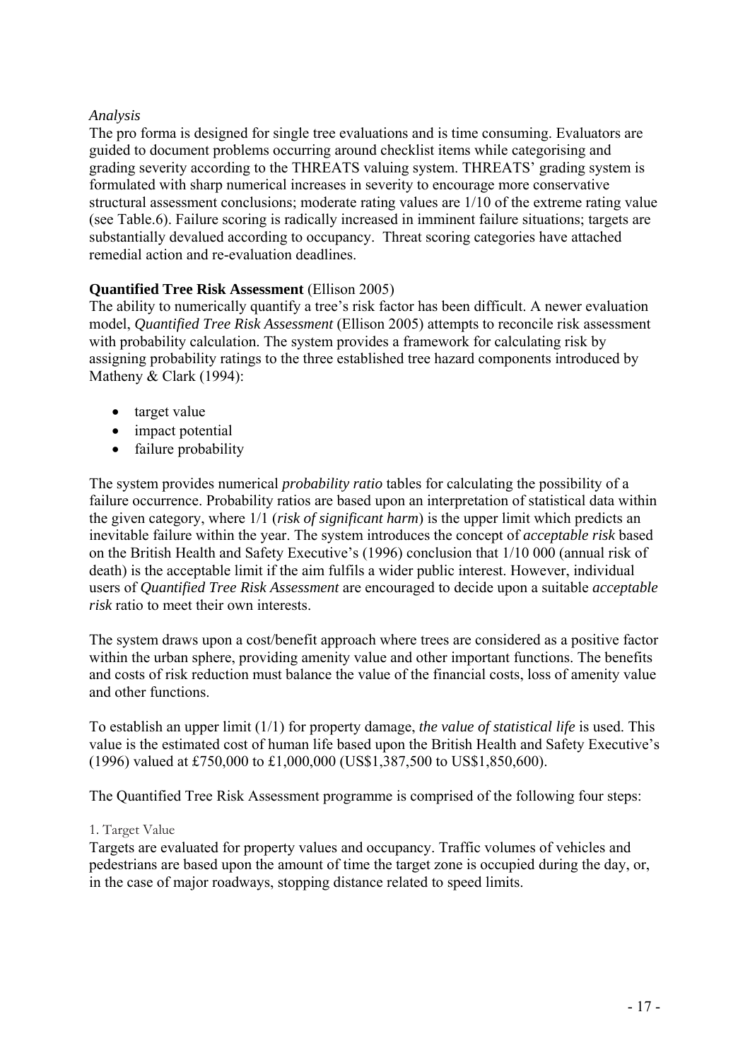*Analysis*

The pro forma is designed for single tree evaluations and is time consuming. Evaluators are guided to document problems occurring around checklist items while categorising and grading severity according to the THREATS valuing system. THREATS' grading system is formulated with sharp numerical increases in severity to encourage more conservative structural assessment conclusions; moderate rating values are 1/10 of the extreme rating value (see Table.6). Failure scoring is radically increased in imminent failure situations; targets are substantially devalued according to occupancy. Threat scoring categories have attached remedial action and re-evaluation deadlines.

**Quantified Tree Risk Assessment** (Ellison 2005)

The ability to numerically quantify a tree's risk factor has been difficult. A newer evaluation model, *Quantified Tree Risk Assessment* (Ellison 2005) attempts to reconcile risk assessment with probability calculation. The system provides a framework for calculating risk by assigning probability ratings to the three established tree hazard components introduced by Matheny & Clark (1994):

- target value
- impact potential
- failure probability

The system provides numerical *probability ratio* tables for calculating the possibility of a failure occurrence. Probability ratios are based upon an interpretation of statistical data within the given category, where 1/1 (*risk of significant harm*) is the upper limit which predicts an inevitable failure within the year. The system introduces the concept of *acceptable risk* based on the British Health and Safety Executive's (1996) conclusion that 1/10 000 (annual risk of death) is the acceptable limit if the aim fulfils a wider public interest. However, individual users of *Quantified Tree Risk Assessment* are encouraged to decide upon a suitable *acceptable risk* ratio to meet their own interests.

The system draws upon a cost/benefit approach where trees are considered as a positive factor within the urban sphere, providing amenity value and other important functions. The benefits and costs of risk reduction must balance the value of the financial costs, loss of amenity value and other functions.

To establish an upper limit (1/1) for property damage, *the value of statistical life* is used. This value is the estimated cost of human life based upon the British Health and Safety Executive's (1996) valued at £750,000 to £1,000,000 (US$1,387,500 to US$1,850,600).

The Quantified Tree Risk Assessment programme is comprised of the following four steps:

1. Target Value

Targets are evaluated for property values and occupancy. Traffic volumes of vehicles and pedestrians are based upon the amount of time the target zone is occupied during the day, or, in the case of major roadways, stopping distance related to speed limits.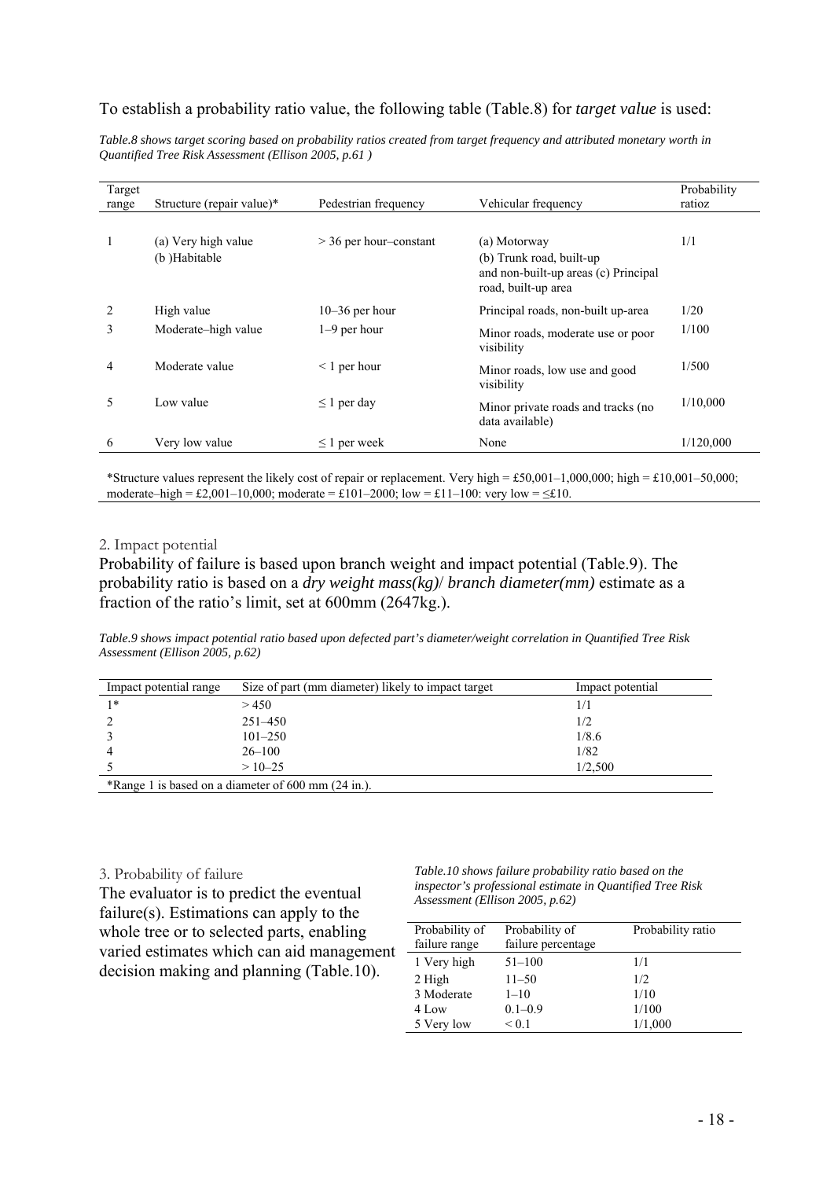To establish a probability ratio value, the following table (Table.8) for *target value* is used:

*Table.8 shows target scoring based on probability ratios created from target frequency and attributed monetary worth in Quantified Tree Risk Assessment (Ellison 2005, p.61 )*

| Target range | Structure (repair value)* | Pedestrian frequency | Vehicular frequency | Probability ratioz |
|---|---|---|---|---|
| 1 | (a) Very high value (b )Habitable | > 36 per hour–constant | (a) Motorway (b) Trunk road, built-up and non-built-up areas (c) Principal road, built-up area | 1/1 |
| 2 | High value | 10–36 per hour | Principal roads, non-built up-area | 1/20 |
| 3 | Moderate–high value | 1–9 per hour | Minor roads, moderate use or poor visibility | 1/100 |
| 4 | Moderate value | < 1 per hour | Minor roads, low use and good visibility | 1/500 |
| 5 | Low value | ≤ 1 per day | Minor private roads and tracks (no data available) | 1/10,000 |
| 6 | Very low value | ≤ 1 per week | None | 1/120,000 |

*Structure values represent the likely cost of repair or replacement. Very high = £50,001–1,000,000; high = £10,001–50,000; moderate–high = £2,001–10,000; moderate = £101–2000; low = £11–100: very low = ≤£10.

2. Impact potential

Probability of failure is based upon branch weight and impact potential (Table.9). The probability ratio is based on a *dry weight mass(kg)*/ *branch diameter(mm)* estimate as a fraction of the ratio's limit, set at 600mm (2647kg.).

*Table.9 shows impact potential ratio based upon defected part's diameter/weight correlation in Quantified Tree Risk Assessment (Ellison 2005, p.62)*

| Impact potential range | Size of part (mm diameter) likely to impact target | Impact potential |
|---|---|---|
| 1* | > 450 | 1/1 |
| 2 | 251–450 | 1/2 |
| 3 | 101–250 | 1/8.6 |
| 4 | 26–100 | 1/82 |
| 5 | > 10–25 | 1/2,500 |

*Range 1 is based on a diameter of 600 mm (24 in.).

3. Probability of failure

The evaluator is to predict the eventual failure(s). Estimations can apply to the whole tree or to selected parts, enabling varied estimates which can aid management decision making and planning (Table.10).

*Table.10 shows failure probability ratio based on the inspector's professional estimate in Quantified Tree Risk Assessment (Ellison 2005, p.62)*

| Probability of failure range | Probability of failure percentage | Probability ratio |
|---|---|---|
| 1 Very high | 51–100 | 1/1 |
| 2 High | 11–50 | 1/2 |
| 3 Moderate | 1–10 | 1/10 |
| 4 Low | 0.1–0.9 | 1/100 |
| 5 Very low | < 0.1 | 1/1,000 |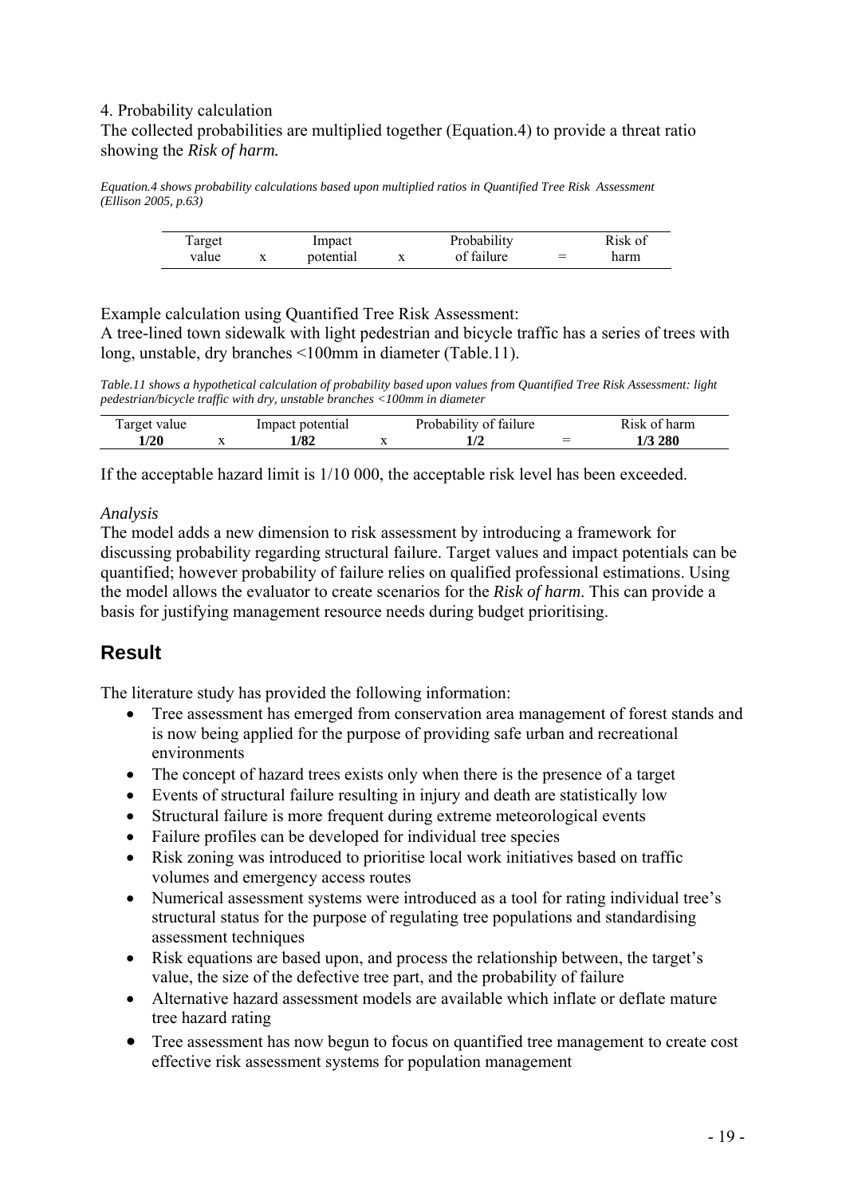4. Probability calculation

The collected probabilities are multiplied together (Equation.4) to provide a threat ratio showing the *Risk of harm.*

*Equation.4 shows probability calculations based upon multiplied ratios in Quantified Tree Risk Assessment (Ellison 2005, p.63)*

| Target value | x | Impact potential | x | Probability of failure | = | Risk of harm |
|---|---|---|---|---|---|---|

Example calculation using Quantified Tree Risk Assessment:
A tree-lined town sidewalk with light pedestrian and bicycle traffic has a series of trees with long, unstable, dry branches <100mm in diameter (Table.11).

*Table.11 shows a hypothetical calculation of probability based upon values from Quantified Tree Risk Assessment: light pedestrian/bicycle traffic with dry, unstable branches <100mm in diameter*

| Target value | | Impact potential | | Probability of failure | | Risk of harm |
|---|---|---|---|---|---|---|
| **1/20** | x | **1/82** | x | **1/2** | = | **1/3 280** |

If the acceptable hazard limit is 1/10 000, the acceptable risk level has been exceeded.

*Analysis*

The model adds a new dimension to risk assessment by introducing a framework for discussing probability regarding structural failure. Target values and impact potentials can be quantified; however probability of failure relies on qualified professional estimations. Using the model allows the evaluator to create scenarios for the *Risk of harm*. This can provide a basis for justifying management resource needs during budget prioritising.

## Result

The literature study has provided the following information:

- Tree assessment has emerged from conservation area management of forest stands and is now being applied for the purpose of providing safe urban and recreational environments
- The concept of hazard trees exists only when there is the presence of a target
- Events of structural failure resulting in injury and death are statistically low
- Structural failure is more frequent during extreme meteorological events
- Failure profiles can be developed for individual tree species
- Risk zoning was introduced to prioritise local work initiatives based on traffic volumes and emergency access routes
- Numerical assessment systems were introduced as a tool for rating individual tree's structural status for the purpose of regulating tree populations and standardising assessment techniques
- Risk equations are based upon, and process the relationship between, the target's value, the size of the defective tree part, and the probability of failure
- Alternative hazard assessment models are available which inflate or deflate mature tree hazard rating
- Tree assessment has now begun to focus on quantified tree management to create cost effective risk assessment systems for population management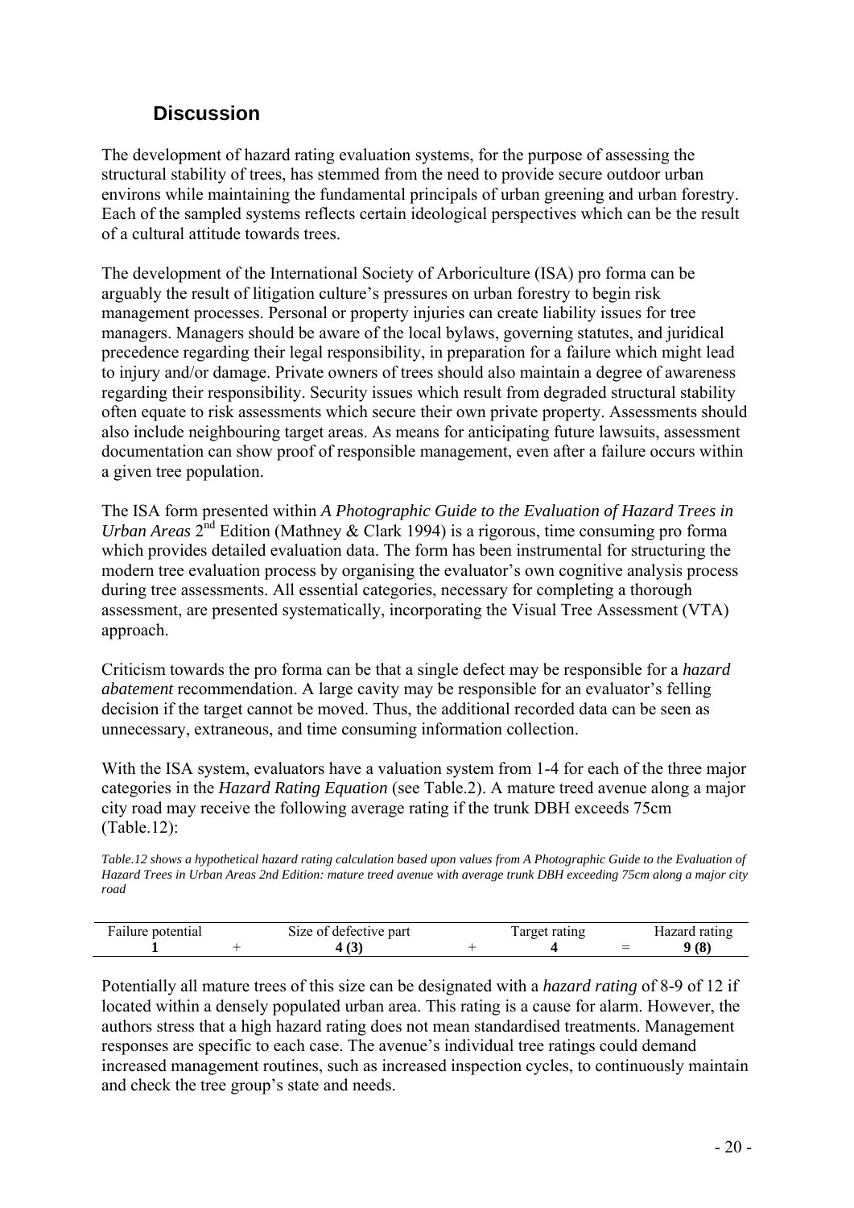## Discussion

The development of hazard rating evaluation systems, for the purpose of assessing the structural stability of trees, has stemmed from the need to provide secure outdoor urban environs while maintaining the fundamental principals of urban greening and urban forestry. Each of the sampled systems reflects certain ideological perspectives which can be the result of a cultural attitude towards trees.

The development of the International Society of Arboriculture (ISA) pro forma can be arguably the result of litigation culture's pressures on urban forestry to begin risk management processes. Personal or property injuries can create liability issues for tree managers. Managers should be aware of the local bylaws, governing statutes, and juridical precedence regarding their legal responsibility, in preparation for a failure which might lead to injury and/or damage. Private owners of trees should also maintain a degree of awareness regarding their responsibility. Security issues which result from degraded structural stability often equate to risk assessments which secure their own private property. Assessments should also include neighbouring target areas. As means for anticipating future lawsuits, assessment documentation can show proof of responsible management, even after a failure occurs within a given tree population.

The ISA form presented within *A Photographic Guide to the Evaluation of Hazard Trees in Urban Areas* 2nd Edition (Mathney & Clark 1994) is a rigorous, time consuming pro forma which provides detailed evaluation data. The form has been instrumental for structuring the modern tree evaluation process by organising the evaluator's own cognitive analysis process during tree assessments. All essential categories, necessary for completing a thorough assessment, are presented systematically, incorporating the Visual Tree Assessment (VTA) approach.

Criticism towards the pro forma can be that a single defect may be responsible for a *hazard abatement* recommendation. A large cavity may be responsible for an evaluator's felling decision if the target cannot be moved. Thus, the additional recorded data can be seen as unnecessary, extraneous, and time consuming information collection.

With the ISA system, evaluators have a valuation system from 1-4 for each of the three major categories in the *Hazard Rating Equation* (see Table.2). A mature treed avenue along a major city road may receive the following average rating if the trunk DBH exceeds 75cm (Table.12):

*Table.12 shows a hypothetical hazard rating calculation based upon values from A Photographic Guide to the Evaluation of Hazard Trees in Urban Areas 2nd Edition: mature treed avenue with average trunk DBH exceeding 75cm along a major city road*

| Failure potential | | Size of defective part | | Target rating | | Hazard rating |
|---|---|---|---|---|---|---|
| **1** | + | **4 (3)** | + | **4** | = | **9 (8)** |

Potentially all mature trees of this size can be designated with a *hazard rating* of 8-9 of 12 if located within a densely populated urban area. This rating is a cause for alarm. However, the authors stress that a high hazard rating does not mean standardised treatments. Management responses are specific to each case. The avenue's individual tree ratings could demand increased management routines, such as increased inspection cycles, to continuously maintain and check the tree group's state and needs.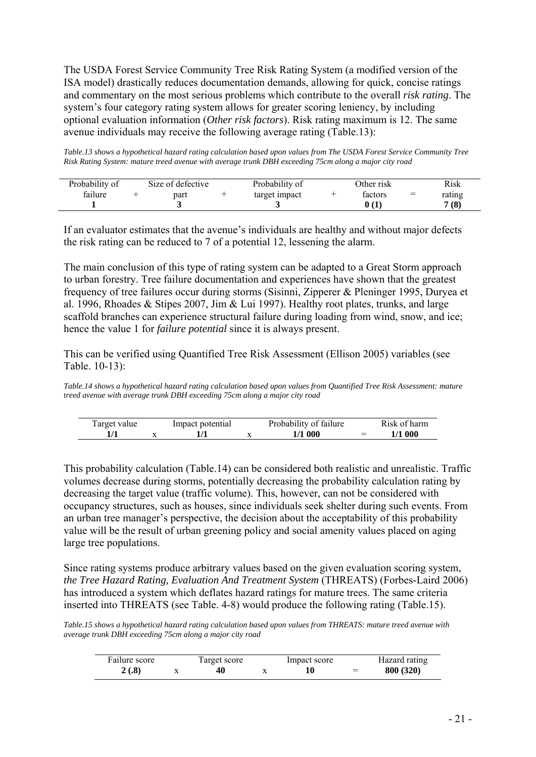The USDA Forest Service Community Tree Risk Rating System (a modified version of the ISA model) drastically reduces documentation demands, allowing for quick, concise ratings and commentary on the most serious problems which contribute to the overall *risk rating*. The system's four category rating system allows for greater scoring leniency, by including optional evaluation information (*Other risk factors*). Risk rating maximum is 12. The same avenue individuals may receive the following average rating (Table.13):

*Table.13 shows a hypothetical hazard rating calculation based upon values from The USDA Forest Service Community Tree Risk Rating System: mature treed avenue with average trunk DBH exceeding 75cm along a major city road*

| Probability of failure | + | Size of defective part | + | Probability of target impact | + | Other risk factors | = | Risk rating |
|---|---|---|---|---|---|---|---|---|
| **1** | | **3** | | **3** | | **0 (1)** | | **7 (8)** |

If an evaluator estimates that the avenue's individuals are healthy and without major defects the risk rating can be reduced to 7 of a potential 12, lessening the alarm.

The main conclusion of this type of rating system can be adapted to a Great Storm approach to urban forestry. Tree failure documentation and experiences have shown that the greatest frequency of tree failures occur during storms (Sisinni, Zipperer & Pleninger 1995, Duryea et al. 1996, Rhoades & Stipes 2007, Jim & Lui 1997). Healthy root plates, trunks, and large scaffold branches can experience structural failure during loading from wind, snow, and ice; hence the value 1 for *failure potential* since it is always present.

This can be verified using Quantified Tree Risk Assessment (Ellison 2005) variables (see Table. 10-13):

*Table.14 shows a hypothetical hazard rating calculation based upon values from Quantified Tree Risk Assessment: mature treed avenue with average trunk DBH exceeding 75cm along a major city road*

| Target value | x | Impact potential | x | Probability of failure | = | Risk of harm |
|---|---|---|---|---|---|---|
| **1/1** | | **1/1** | | **1/1 000** | | **1/1 000** |

This probability calculation (Table.14) can be considered both realistic and unrealistic. Traffic volumes decrease during storms, potentially decreasing the probability calculation rating by decreasing the target value (traffic volume). This, however, can not be considered with occupancy structures, such as houses, since individuals seek shelter during such events. From an urban tree manager's perspective, the decision about the acceptability of this probability value will be the result of urban greening policy and social amenity values placed on aging large tree populations.

Since rating systems produce arbitrary values based on the given evaluation scoring system, *the Tree Hazard Rating, Evaluation And Treatment System* (THREATS) (Forbes-Laird 2006) has introduced a system which deflates hazard ratings for mature trees. The same criteria inserted into THREATS (see Table. 4-8) would produce the following rating (Table.15).

*Table.15 shows a hypothetical hazard rating calculation based upon values from THREATS: mature treed avenue with average trunk DBH exceeding 75cm along a major city road*

| Failure score | x | Target score | x | Impact score | = | Hazard rating |
|---|---|---|---|---|---|---|
| **2 (.8)** | | **40** | | **10** | | **800 (320)** |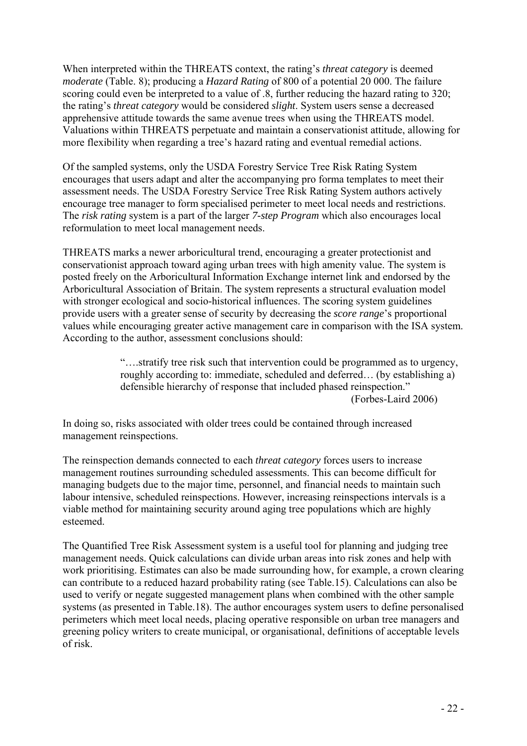When interpreted within the THREATS context, the rating's *threat category* is deemed *moderate* (Table. 8); producing a *Hazard Rating* of 800 of a potential 20 000. The failure scoring could even be interpreted to a value of .8, further reducing the hazard rating to 320; the rating's *threat category* would be considered *slight*. System users sense a decreased apprehensive attitude towards the same avenue trees when using the THREATS model. Valuations within THREATS perpetuate and maintain a conservationist attitude, allowing for more flexibility when regarding a tree's hazard rating and eventual remedial actions.

Of the sampled systems, only the USDA Forestry Service Tree Risk Rating System encourages that users adapt and alter the accompanying pro forma templates to meet their assessment needs. The USDA Forestry Service Tree Risk Rating System authors actively encourage tree manager to form specialised perimeter to meet local needs and restrictions. The *risk rating* system is a part of the larger *7-step Program* which also encourages local reformulation to meet local management needs.

THREATS marks a newer arboricultural trend, encouraging a greater protectionist and conservationist approach toward aging urban trees with high amenity value. The system is posted freely on the Arboricultural Information Exchange internet link and endorsed by the Arboricultural Association of Britain. The system represents a structural evaluation model with stronger ecological and socio-historical influences. The scoring system guidelines provide users with a greater sense of security by decreasing the *score range*'s proportional values while encouraging greater active management care in comparison with the ISA system. According to the author, assessment conclusions should:

> "….stratify tree risk such that intervention could be programmed as to urgency, roughly according to: immediate, scheduled and deferred… (by establishing a) defensible hierarchy of response that included phased reinspection."
>
> (Forbes-Laird 2006)

In doing so, risks associated with older trees could be contained through increased management reinspections.

The reinspection demands connected to each *threat category* forces users to increase management routines surrounding scheduled assessments. This can become difficult for managing budgets due to the major time, personnel, and financial needs to maintain such labour intensive, scheduled reinspections. However, increasing reinspections intervals is a viable method for maintaining security around aging tree populations which are highly esteemed.

The Quantified Tree Risk Assessment system is a useful tool for planning and judging tree management needs. Quick calculations can divide urban areas into risk zones and help with work prioritising. Estimates can also be made surrounding how, for example, a crown clearing can contribute to a reduced hazard probability rating (see Table.15). Calculations can also be used to verify or negate suggested management plans when combined with the other sample systems (as presented in Table.18). The author encourages system users to define personalised perimeters which meet local needs, placing operative responsible on urban tree managers and greening policy writers to create municipal, or organisational, definitions of acceptable levels of risk.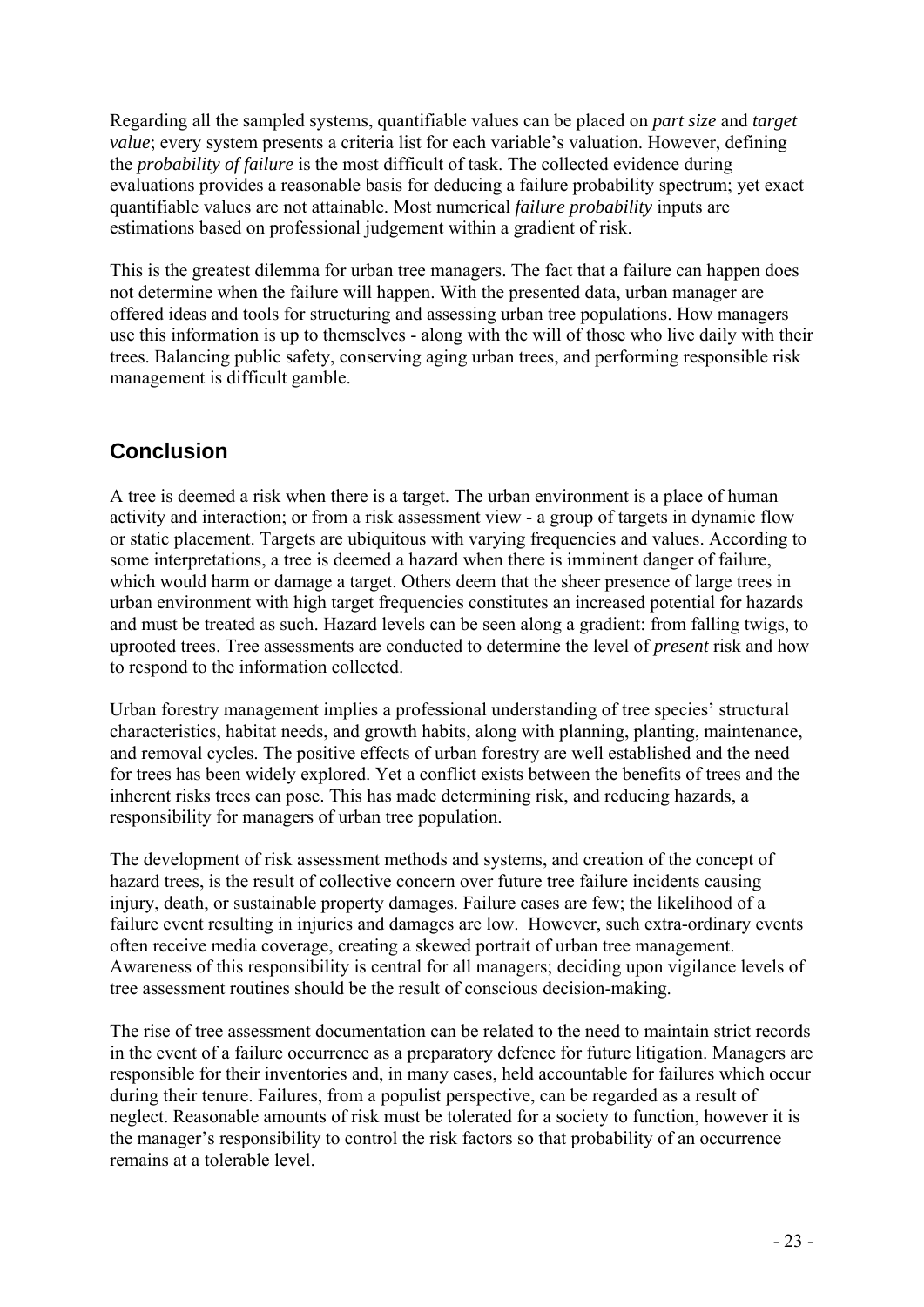Regarding all the sampled systems, quantifiable values can be placed on *part size* and *target value*; every system presents a criteria list for each variable's valuation. However, defining the *probability of failure* is the most difficult of task. The collected evidence during evaluations provides a reasonable basis for deducing a failure probability spectrum; yet exact quantifiable values are not attainable. Most numerical *failure probability* inputs are estimations based on professional judgement within a gradient of risk.

This is the greatest dilemma for urban tree managers. The fact that a failure can happen does not determine when the failure will happen. With the presented data, urban manager are offered ideas and tools for structuring and assessing urban tree populations. How managers use this information is up to themselves - along with the will of those who live daily with their trees. Balancing public safety, conserving aging urban trees, and performing responsible risk management is difficult gamble.

## Conclusion

A tree is deemed a risk when there is a target. The urban environment is a place of human activity and interaction; or from a risk assessment view - a group of targets in dynamic flow or static placement. Targets are ubiquitous with varying frequencies and values. According to some interpretations, a tree is deemed a hazard when there is imminent danger of failure, which would harm or damage a target. Others deem that the sheer presence of large trees in urban environment with high target frequencies constitutes an increased potential for hazards and must be treated as such. Hazard levels can be seen along a gradient: from falling twigs, to uprooted trees. Tree assessments are conducted to determine the level of *present* risk and how to respond to the information collected.

Urban forestry management implies a professional understanding of tree species' structural characteristics, habitat needs, and growth habits, along with planning, planting, maintenance, and removal cycles. The positive effects of urban forestry are well established and the need for trees has been widely explored. Yet a conflict exists between the benefits of trees and the inherent risks trees can pose. This has made determining risk, and reducing hazards, a responsibility for managers of urban tree population.

The development of risk assessment methods and systems, and creation of the concept of hazard trees, is the result of collective concern over future tree failure incidents causing injury, death, or sustainable property damages. Failure cases are few; the likelihood of a failure event resulting in injuries and damages are low. However, such extra-ordinary events often receive media coverage, creating a skewed portrait of urban tree management. Awareness of this responsibility is central for all managers; deciding upon vigilance levels of tree assessment routines should be the result of conscious decision-making.

The rise of tree assessment documentation can be related to the need to maintain strict records in the event of a failure occurrence as a preparatory defence for future litigation. Managers are responsible for their inventories and, in many cases, held accountable for failures which occur during their tenure. Failures, from a populist perspective, can be regarded as a result of neglect. Reasonable amounts of risk must be tolerated for a society to function, however it is the manager's responsibility to control the risk factors so that probability of an occurrence remains at a tolerable level.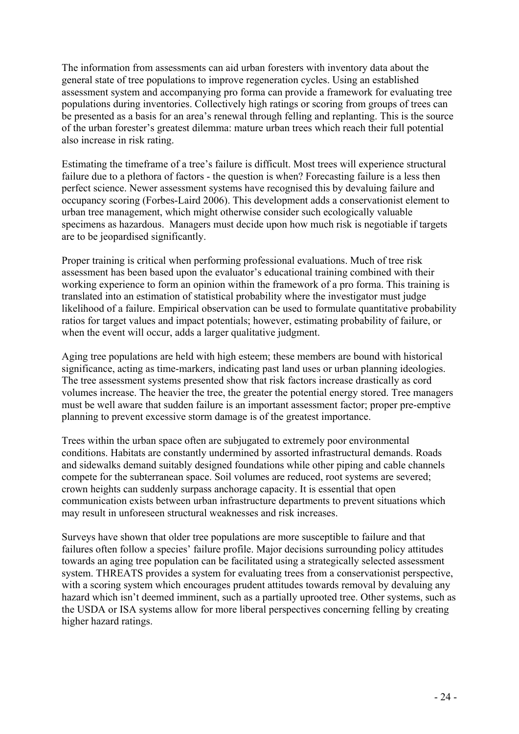The information from assessments can aid urban foresters with inventory data about the general state of tree populations to improve regeneration cycles. Using an established assessment system and accompanying pro forma can provide a framework for evaluating tree populations during inventories. Collectively high ratings or scoring from groups of trees can be presented as a basis for an area's renewal through felling and replanting. This is the source of the urban forester's greatest dilemma: mature urban trees which reach their full potential also increase in risk rating.

Estimating the timeframe of a tree's failure is difficult. Most trees will experience structural failure due to a plethora of factors - the question is when? Forecasting failure is a less then perfect science. Newer assessment systems have recognised this by devaluing failure and occupancy scoring (Forbes-Laird 2006). This development adds a conservationist element to urban tree management, which might otherwise consider such ecologically valuable specimens as hazardous. Managers must decide upon how much risk is negotiable if targets are to be jeopardised significantly.

Proper training is critical when performing professional evaluations. Much of tree risk assessment has been based upon the evaluator's educational training combined with their working experience to form an opinion within the framework of a pro forma. This training is translated into an estimation of statistical probability where the investigator must judge likelihood of a failure. Empirical observation can be used to formulate quantitative probability ratios for target values and impact potentials; however, estimating probability of failure, or when the event will occur, adds a larger qualitative judgment.

Aging tree populations are held with high esteem; these members are bound with historical significance, acting as time-markers, indicating past land uses or urban planning ideologies. The tree assessment systems presented show that risk factors increase drastically as cord volumes increase. The heavier the tree, the greater the potential energy stored. Tree managers must be well aware that sudden failure is an important assessment factor; proper pre-emptive planning to prevent excessive storm damage is of the greatest importance.

Trees within the urban space often are subjugated to extremely poor environmental conditions. Habitats are constantly undermined by assorted infrastructural demands. Roads and sidewalks demand suitably designed foundations while other piping and cable channels compete for the subterranean space. Soil volumes are reduced, root systems are severed; crown heights can suddenly surpass anchorage capacity. It is essential that open communication exists between urban infrastructure departments to prevent situations which may result in unforeseen structural weaknesses and risk increases.

Surveys have shown that older tree populations are more susceptible to failure and that failures often follow a species' failure profile. Major decisions surrounding policy attitudes towards an aging tree population can be facilitated using a strategically selected assessment system. THREATS provides a system for evaluating trees from a conservationist perspective, with a scoring system which encourages prudent attitudes towards removal by devaluing any hazard which isn't deemed imminent, such as a partially uprooted tree. Other systems, such as the USDA or ISA systems allow for more liberal perspectives concerning felling by creating higher hazard ratings.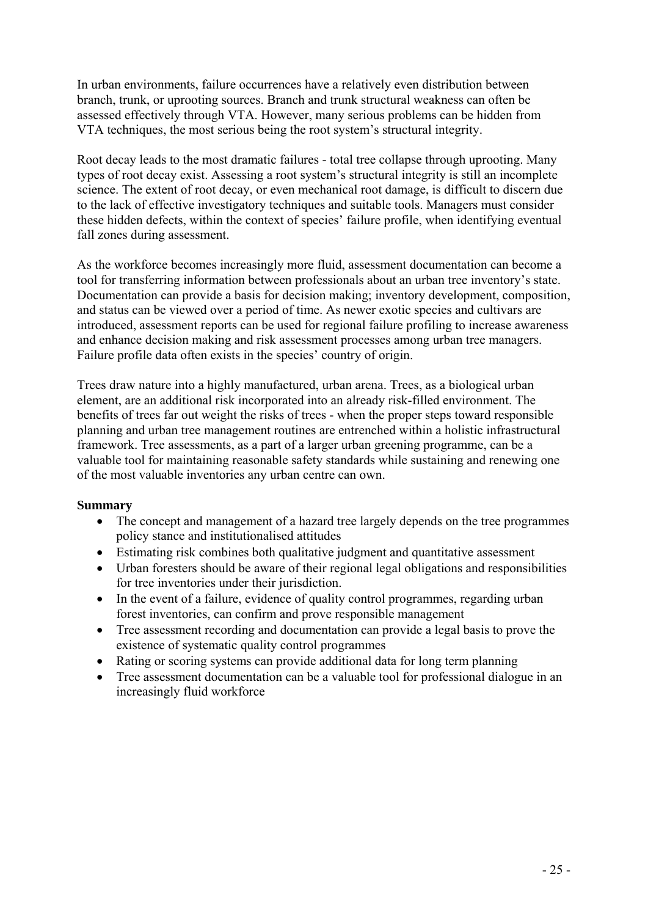In urban environments, failure occurrences have a relatively even distribution between branch, trunk, or uprooting sources. Branch and trunk structural weakness can often be assessed effectively through VTA. However, many serious problems can be hidden from VTA techniques, the most serious being the root system's structural integrity.

Root decay leads to the most dramatic failures - total tree collapse through uprooting. Many types of root decay exist. Assessing a root system's structural integrity is still an incomplete science. The extent of root decay, or even mechanical root damage, is difficult to discern due to the lack of effective investigatory techniques and suitable tools. Managers must consider these hidden defects, within the context of species' failure profile, when identifying eventual fall zones during assessment.

As the workforce becomes increasingly more fluid, assessment documentation can become a tool for transferring information between professionals about an urban tree inventory's state. Documentation can provide a basis for decision making; inventory development, composition, and status can be viewed over a period of time. As newer exotic species and cultivars are introduced, assessment reports can be used for regional failure profiling to increase awareness and enhance decision making and risk assessment processes among urban tree managers. Failure profile data often exists in the species' country of origin.

Trees draw nature into a highly manufactured, urban arena. Trees, as a biological urban element, are an additional risk incorporated into an already risk-filled environment. The benefits of trees far out weight the risks of trees - when the proper steps toward responsible planning and urban tree management routines are entrenched within a holistic infrastructural framework. Tree assessments, as a part of a larger urban greening programme, can be a valuable tool for maintaining reasonable safety standards while sustaining and renewing one of the most valuable inventories any urban centre can own.

**Summary**

- The concept and management of a hazard tree largely depends on the tree programmes policy stance and institutionalised attitudes
- Estimating risk combines both qualitative judgment and quantitative assessment
- Urban foresters should be aware of their regional legal obligations and responsibilities for tree inventories under their jurisdiction.
- In the event of a failure, evidence of quality control programmes, regarding urban forest inventories, can confirm and prove responsible management
- Tree assessment recording and documentation can provide a legal basis to prove the existence of systematic quality control programmes
- Rating or scoring systems can provide additional data for long term planning
- Tree assessment documentation can be a valuable tool for professional dialogue in an increasingly fluid workforce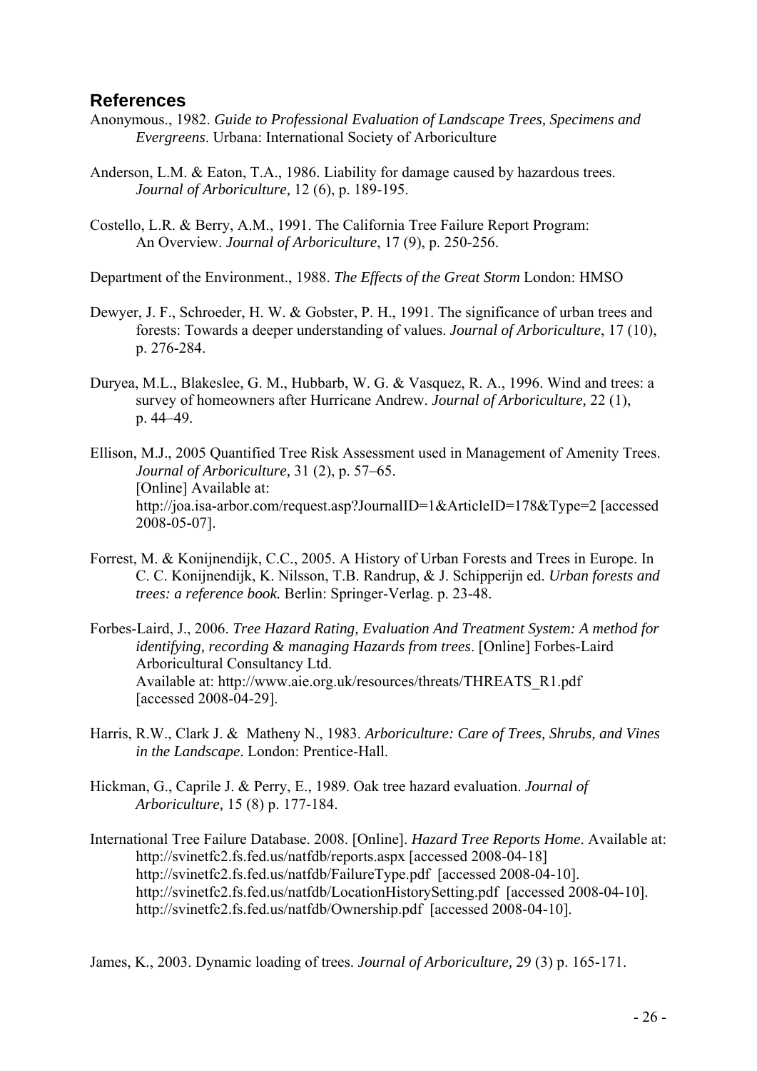## References

Anonymous., 1982. *Guide to Professional Evaluation of Landscape Trees, Specimens and Evergreens*. Urbana: International Society of Arboriculture

Anderson, L.M. & Eaton, T.A., 1986. Liability for damage caused by hazardous trees. *Journal of Arboriculture,* 12 (6), p. 189-195.

Costello, L.R. & Berry, A.M., 1991. The California Tree Failure Report Program: An Overview. *Journal of Arboriculture*, 17 (9), p. 250-256.

Department of the Environment., 1988. *The Effects of the Great Storm* London: HMSO

Dewyer, J. F., Schroeder, H. W. & Gobster, P. H., 1991. The significance of urban trees and forests: Towards a deeper understanding of values. *Journal of Arboriculture*, 17 (10), p. 276-284.

Duryea, M.L., Blakeslee, G. M., Hubbarb, W. G. & Vasquez, R. A., 1996. Wind and trees: a survey of homeowners after Hurricane Andrew. *Journal of Arboriculture,* 22 (1), p. 44–49.

Ellison, M.J., 2005 Quantified Tree Risk Assessment used in Management of Amenity Trees. *Journal of Arboriculture,* 31 (2), p. 57–65.
[Online] Available at:
http://joa.isa-arbor.com/request.asp?JournalID=1&ArticleID=178&Type=2 [accessed 2008-05-07].

Forrest, M. & Konijnendijk, C.C., 2005. A History of Urban Forests and Trees in Europe. In C. C. Konijnendijk, K. Nilsson, T.B. Randrup, & J. Schipperijn ed. *Urban forests and trees: a reference book.* Berlin: Springer-Verlag. p. 23-48.

Forbes-Laird, J., 2006. *Tree Hazard Rating, Evaluation And Treatment System: A method for identifying, recording & managing Hazards from trees*. [Online] Forbes-Laird Arboricultural Consultancy Ltd.
Available at: http://www.aie.org.uk/resources/threats/THREATS_R1.pdf [accessed 2008-04-29].

Harris, R.W., Clark J. & Matheny N., 1983. *Arboriculture: Care of Trees, Shrubs, and Vines in the Landscape*. London: Prentice-Hall.

Hickman, G., Caprile J. & Perry, E., 1989. Oak tree hazard evaluation. *Journal of Arboriculture,* 15 (8) p. 177-184.

International Tree Failure Database. 2008. [Online]. *Hazard Tree Reports Home*. Available at:
http://svinetfc2.fs.fed.us/natfdb/reports.aspx [accessed 2008-04-18]
http://svinetfc2.fs.fed.us/natfdb/FailureType.pdf [accessed 2008-04-10].
http://svinetfc2.fs.fed.us/natfdb/LocationHistorySetting.pdf [accessed 2008-04-10].
http://svinetfc2.fs.fed.us/natfdb/Ownership.pdf [accessed 2008-04-10].

James, K., 2003. Dynamic loading of trees. *Journal of Arboriculture*, 29 (3) p. 165-171.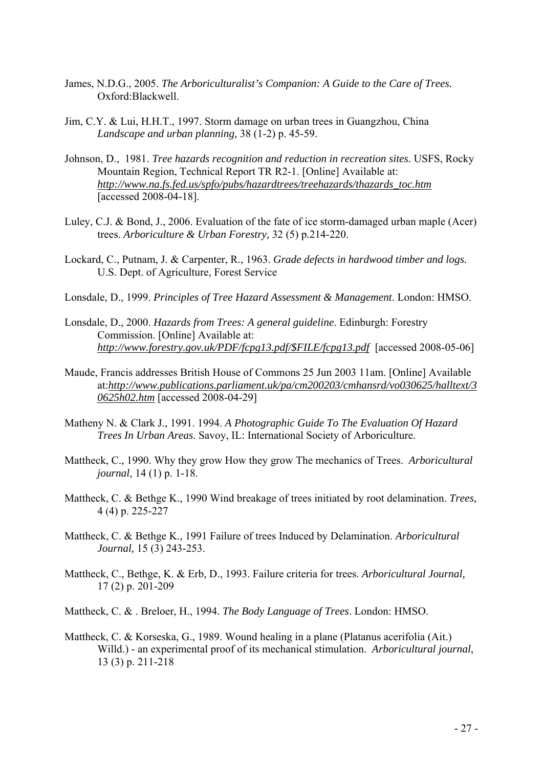James, N.D.G., 2005. *The Arboriculturalist's Companion: A Guide to the Care of Trees.* Oxford:Blackwell.

Jim, C.Y. & Lui, H.H.T., 1997. Storm damage on urban trees in Guangzhou, China *Landscape and urban planning,* 38 (1-2) p. 45-59.

Johnson, D., 1981. *Tree hazards recognition and reduction in recreation sites.* USFS, Rocky Mountain Region, Technical Report TR R2-1. [Online] Available at: *http://www.na.fs.fed.us/spfo/pubs/hazardtrees/treehazards/thazards_toc.htm* [accessed 2008-04-18].

Luley, C.J. & Bond, J., 2006. Evaluation of the fate of ice storm-damaged urban maple (Acer) trees. *Arboriculture & Urban Forestry,* 32 (5) p.214-220.

Lockard, C., Putnam, J. & Carpenter, R., 1963. *Grade defects in hardwood timber and logs.* U.S. Dept. of Agriculture, Forest Service

Lonsdale, D., 1999. *Principles of Tree Hazard Assessment & Management*. London: HMSO.

Lonsdale, D., 2000. *Hazards from Trees: A general guideline*. Edinburgh: Forestry Commission. [Online] Available at: *http://www.forestry.gov.uk/PDF/fcpg13.pdf/$FILE/fcpg13.pdf* [accessed 2008-05-06]

Maude, Francis addresses British House of Commons 25 Jun 2003 11am. [Online] Available at:*http://www.publications.parliament.uk/pa/cm200203/cmhansrd/vo030625/halltext/30625h02.htm* [accessed 2008-04-29]

Matheny N. & Clark J., 1991. 1994. *A Photographic Guide To The Evaluation Of Hazard Trees In Urban Areas*. Savoy, IL: International Society of Arboriculture.

Mattheck, C., 1990. Why they grow How they grow The mechanics of Trees. *Arboricultural journal*, 14 (1) p. 1-18.

Mattheck, C. & Bethge K., 1990 Wind breakage of trees initiated by root delamination. *Trees*, 4 (4) p. 225-227

Mattheck, C. & Bethge K., 1991 Failure of trees Induced by Delamination. *Arboricultural Journal,* 15 (3) 243-253.

Mattheck, C., Bethge, K. & Erb, D., 1993. Failure criteria for trees. *Arboricultural Journal,* 17 (2) p. 201-209

Mattheck, C. & . Breloer, H., 1994. *The Body Language of Trees*. London: HMSO.

Mattheck, C. & Korseska, G., 1989. Wound healing in a plane (Platanus acerifolia (Ait.) Willd.) - an experimental proof of its mechanical stimulation. *Arboricultural journal*, 13 (3) p. 211-218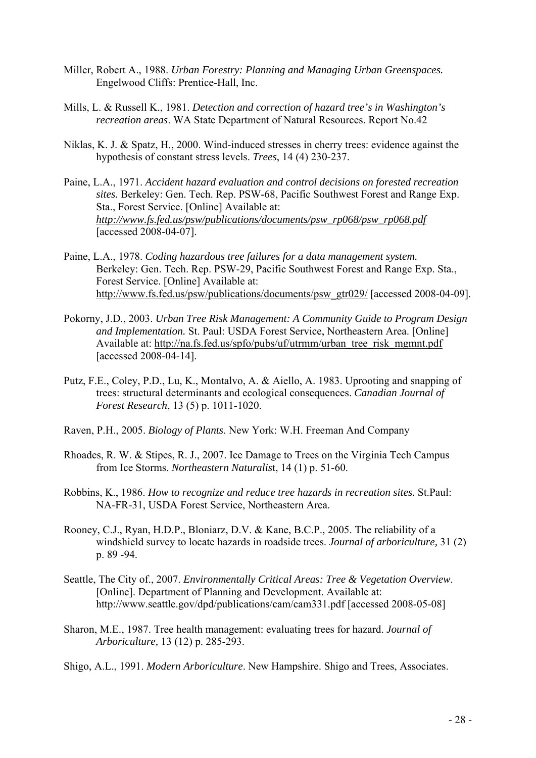Miller, Robert A., 1988. *Urban Forestry: Planning and Managing Urban Greenspaces.* Engelwood Cliffs: Prentice-Hall, Inc.

Mills, L. & Russell K., 1981. *Detection and correction of hazard tree's in Washington's recreation areas*. WA State Department of Natural Resources. Report No.42

Niklas, K. J. & Spatz, H., 2000. Wind-induced stresses in cherry trees: evidence against the hypothesis of constant stress levels. *Trees*, 14 (4) 230-237.

Paine, L.A., 1971. *Accident hazard evaluation and control decisions on forested recreation sites.* Berkeley: Gen. Tech. Rep. PSW-68, Pacific Southwest Forest and Range Exp. Sta., Forest Service. [Online] Available at: *http://www.fs.fed.us/psw/publications/documents/psw_rp068/psw_rp068.pdf* [accessed 2008-04-07].

Paine, L.A., 1978. *Coding hazardous tree failures for a data management system.* Berkeley: Gen. Tech. Rep. PSW-29, Pacific Southwest Forest and Range Exp. Sta., Forest Service. [Online] Available at: http://www.fs.fed.us/psw/publications/documents/psw_gtr029/ [accessed 2008-04-09].

Pokorny, J.D., 2003. *Urban Tree Risk Management: A Community Guide to Program Design and Implementation.* St. Paul: USDA Forest Service, Northeastern Area. [Online] Available at: http://na.fs.fed.us/spfo/pubs/uf/utrmm/urban_tree_risk_mgmnt.pdf [accessed 2008-04-14].

Putz, F.E., Coley, P.D., Lu, K., Montalvo, A. & Aiello, A. 1983. Uprooting and snapping of trees: structural determinants and ecological consequences. *Canadian Journal of Forest Research*, 13 (5) p. 1011-1020.

Raven, P.H., 2005. *Biology of Plants*. New York: W.H. Freeman And Company

Rhoades, R. W. & Stipes, R. J., 2007. Ice Damage to Trees on the Virginia Tech Campus from Ice Storms. *Northeastern Naturalist*, 14 (1) p. 51-60.

Robbins, K., 1986. *How to recognize and reduce tree hazards in recreation sites.* St.Paul: NA-FR-31, USDA Forest Service, Northeastern Area.

Rooney, C.J., Ryan, H.D.P., Bloniarz, D.V. & Kane, B.C.P., 2005. The reliability of a windshield survey to locate hazards in roadside trees. *Journal of arboriculture,* 31 (2) p. 89 -94.

Seattle, The City of., 2007. *Environmentally Critical Areas: Tree & Vegetation Overview*. [Online]. Department of Planning and Development. Available at: http://www.seattle.gov/dpd/publications/cam/cam331.pdf [accessed 2008-05-08]

Sharon, M.E., 1987. Tree health management: evaluating trees for hazard. *Journal of Arboriculture,* 13 (12) p. 285-293.

Shigo, A.L., 1991. *Modern Arboriculture*. New Hampshire. Shigo and Trees, Associates.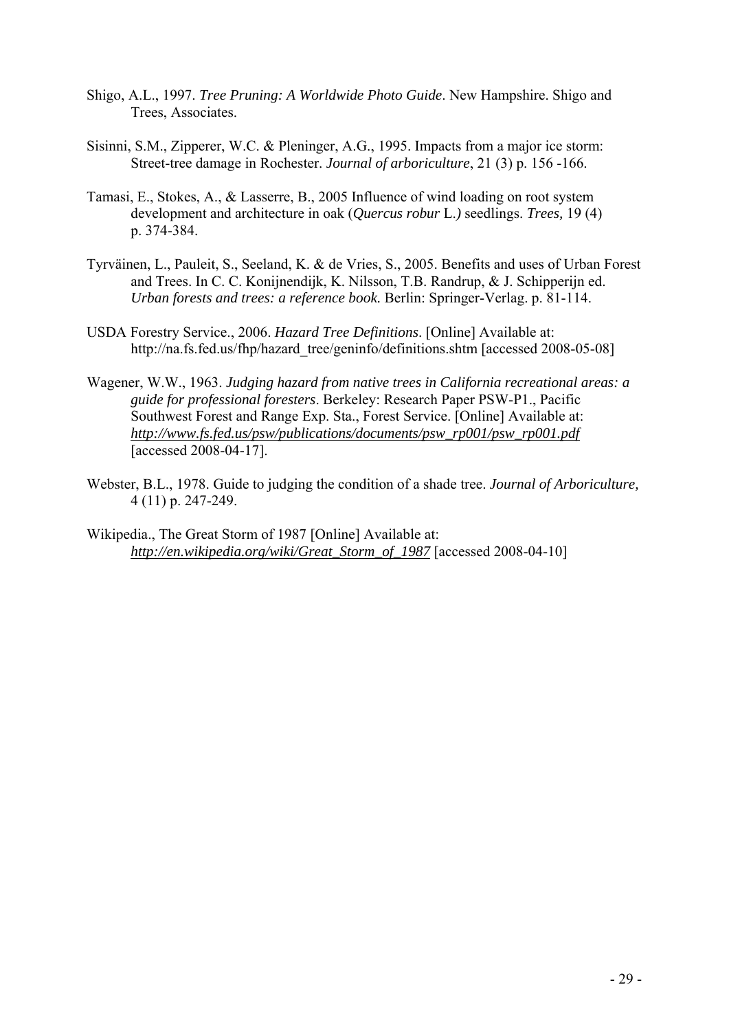Shigo, A.L., 1997. *Tree Pruning: A Worldwide Photo Guide*. New Hampshire. Shigo and Trees, Associates.

Sisinni, S.M., Zipperer, W.C. & Pleninger, A.G., 1995. Impacts from a major ice storm: Street-tree damage in Rochester. *Journal of arboriculture*, 21 (3) p. 156 -166.

Tamasi, E., Stokes, A., & Lasserre, B., 2005 Influence of wind loading on root system development and architecture in oak (*Quercus robur* L.*)* seedlings. *Trees,* 19 (4) p. 374-384.

Tyrväinen, L., Pauleit, S., Seeland, K. & de Vries, S., 2005. Benefits and uses of Urban Forest and Trees. In C. C. Konijnendijk, K. Nilsson, T.B. Randrup, & J. Schipperijn ed. *Urban forests and trees: a reference book.* Berlin: Springer-Verlag. p. 81-114.

USDA Forestry Service., 2006. *Hazard Tree Definitions*. [Online] Available at: http://na.fs.fed.us/fhp/hazard_tree/geninfo/definitions.shtm [accessed 2008-05-08]

Wagener, W.W., 1963. *Judging hazard from native trees in California recreational areas: a guide for professional foresters*. Berkeley: Research Paper PSW-P1., Pacific Southwest Forest and Range Exp. Sta., Forest Service. [Online] Available at: *http://www.fs.fed.us/psw/publications/documents/psw_rp001/psw_rp001.pdf* [accessed 2008-04-17].

Webster, B.L., 1978. Guide to judging the condition of a shade tree. *Journal of Arboriculture,* 4 (11) p. 247-249.

Wikipedia., The Great Storm of 1987 [Online] Available at: *http://en.wikipedia.org/wiki/Great_Storm_of_1987* [accessed 2008-04-10]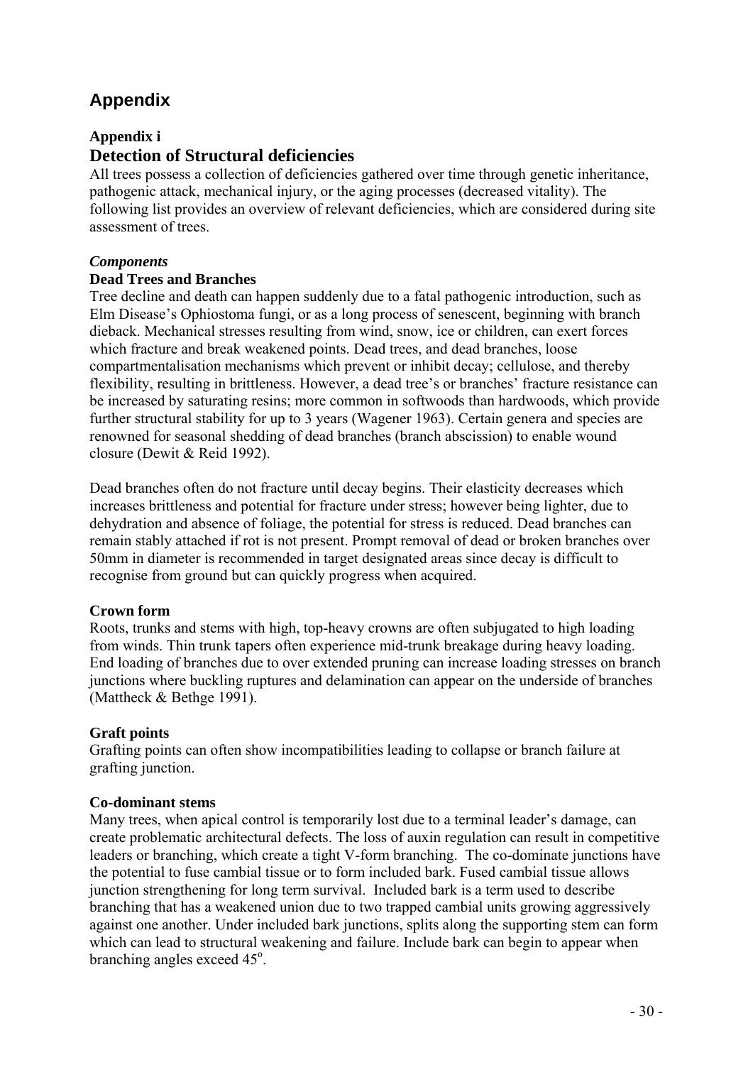# Appendix

## Appendix i

## Detection of Structural deficiencies

All trees possess a collection of deficiencies gathered over time through genetic inheritance, pathogenic attack, mechanical injury, or the aging processes (decreased vitality). The following list provides an overview of relevant deficiencies, which are considered during site assessment of trees.

### *Components*

#### Dead Trees and Branches

Tree decline and death can happen suddenly due to a fatal pathogenic introduction, such as Elm Disease's Ophiostoma fungi, or as a long process of senescent, beginning with branch dieback. Mechanical stresses resulting from wind, snow, ice or children, can exert forces which fracture and break weakened points. Dead trees, and dead branches, loose compartmentalisation mechanisms which prevent or inhibit decay; cellulose, and thereby flexibility, resulting in brittleness. However, a dead tree's or branches' fracture resistance can be increased by saturating resins; more common in softwoods than hardwoods, which provide further structural stability for up to 3 years (Wagener 1963). Certain genera and species are renowned for seasonal shedding of dead branches (branch abscission) to enable wound closure (Dewit & Reid 1992).

Dead branches often do not fracture until decay begins. Their elasticity decreases which increases brittleness and potential for fracture under stress; however being lighter, due to dehydration and absence of foliage, the potential for stress is reduced. Dead branches can remain stably attached if rot is not present. Prompt removal of dead or broken branches over 50mm in diameter is recommended in target designated areas since decay is difficult to recognise from ground but can quickly progress when acquired.

#### Crown form

Roots, trunks and stems with high, top-heavy crowns are often subjugated to high loading from winds. Thin trunk tapers often experience mid-trunk breakage during heavy loading. End loading of branches due to over extended pruning can increase loading stresses on branch junctions where buckling ruptures and delamination can appear on the underside of branches (Mattheck & Bethge 1991).

#### Graft points

Grafting points can often show incompatibilities leading to collapse or branch failure at grafting junction.

#### Co-dominant stems

Many trees, when apical control is temporarily lost due to a terminal leader's damage, can create problematic architectural defects. The loss of auxin regulation can result in competitive leaders or branching, which create a tight V-form branching. The co-dominate junctions have the potential to fuse cambial tissue or to form included bark. Fused cambial tissue allows junction strengthening for long term survival. Included bark is a term used to describe branching that has a weakened union due to two trapped cambial units growing aggressively against one another. Under included bark junctions, splits along the supporting stem can form which can lead to structural weakening and failure. Include bark can begin to appear when branching angles exceed 45$^{o}$.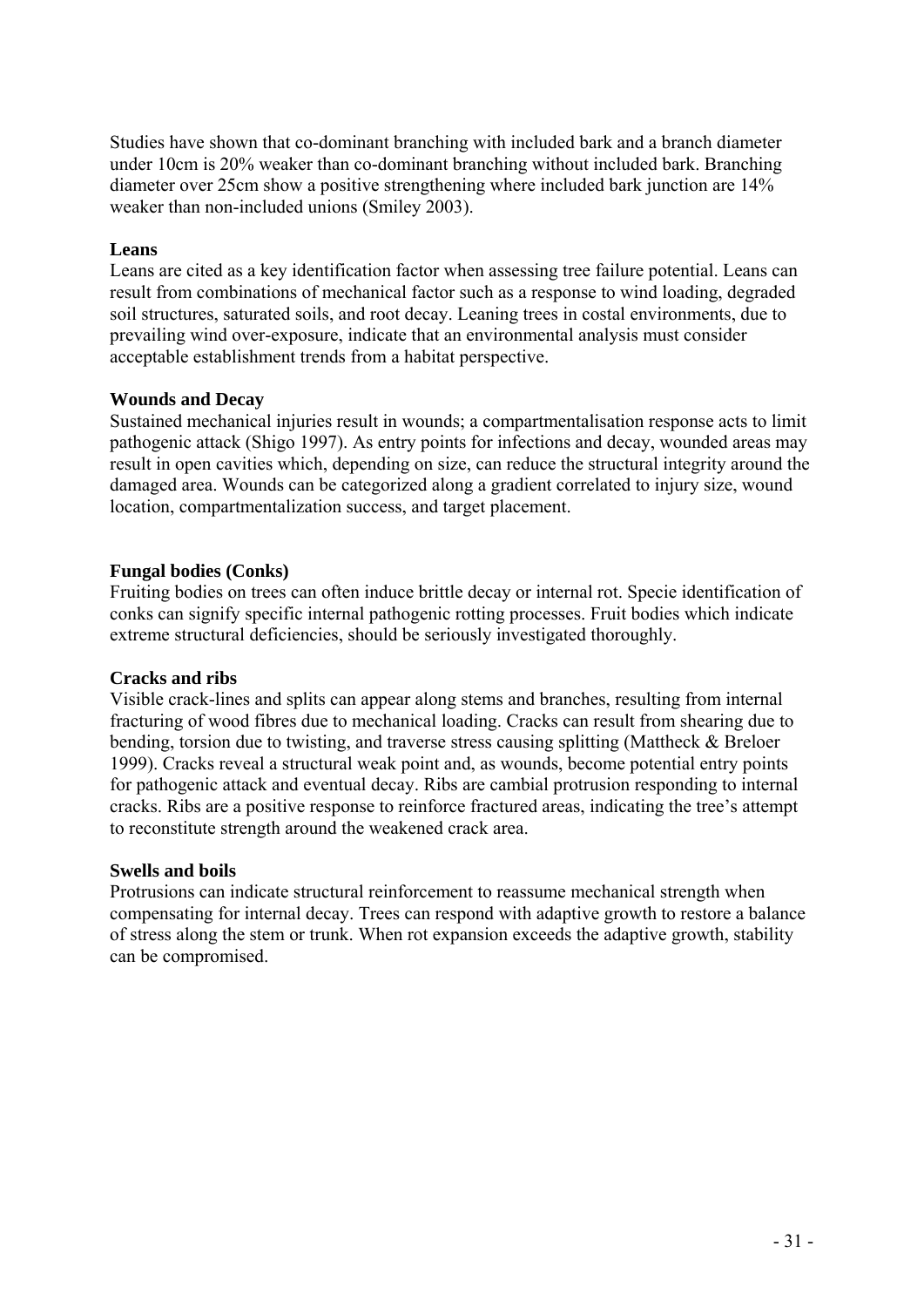Studies have shown that co-dominant branching with included bark and a branch diameter under 10cm is 20% weaker than co-dominant branching without included bark. Branching diameter over 25cm show a positive strengthening where included bark junction are 14% weaker than non-included unions (Smiley 2003).

**Leans**

Leans are cited as a key identification factor when assessing tree failure potential. Leans can result from combinations of mechanical factor such as a response to wind loading, degraded soil structures, saturated soils, and root decay. Leaning trees in costal environments, due to prevailing wind over-exposure, indicate that an environmental analysis must consider acceptable establishment trends from a habitat perspective.

**Wounds and Decay**

Sustained mechanical injuries result in wounds; a compartmentalisation response acts to limit pathogenic attack (Shigo 1997). As entry points for infections and decay, wounded areas may result in open cavities which, depending on size, can reduce the structural integrity around the damaged area. Wounds can be categorized along a gradient correlated to injury size, wound location, compartmentalization success, and target placement.

**Fungal bodies (Conks)**

Fruiting bodies on trees can often induce brittle decay or internal rot. Specie identification of conks can signify specific internal pathogenic rotting processes. Fruit bodies which indicate extreme structural deficiencies, should be seriously investigated thoroughly.

**Cracks and ribs**

Visible crack-lines and splits can appear along stems and branches, resulting from internal fracturing of wood fibres due to mechanical loading. Cracks can result from shearing due to bending, torsion due to twisting, and traverse stress causing splitting (Mattheck & Breloer 1999). Cracks reveal a structural weak point and, as wounds, become potential entry points for pathogenic attack and eventual decay. Ribs are cambial protrusion responding to internal cracks. Ribs are a positive response to reinforce fractured areas, indicating the tree's attempt to reconstitute strength around the weakened crack area.

**Swells and boils**

Protrusions can indicate structural reinforcement to reassume mechanical strength when compensating for internal decay. Trees can respond with adaptive growth to restore a balance of stress along the stem or trunk. When rot expansion exceeds the adaptive growth, stability can be compromised.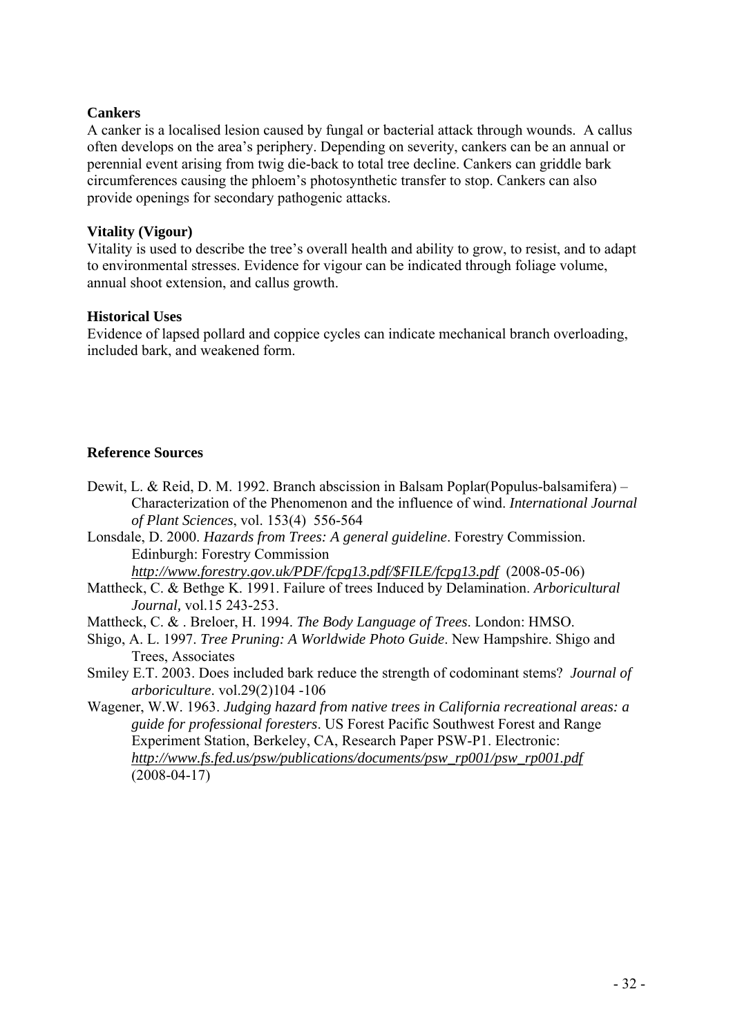**Cankers**

A canker is a localised lesion caused by fungal or bacterial attack through wounds. A callus often develops on the area's periphery. Depending on severity, cankers can be an annual or perennial event arising from twig die-back to total tree decline. Cankers can griddle bark circumferences causing the phloem's photosynthetic transfer to stop. Cankers can also provide openings for secondary pathogenic attacks.

**Vitality (Vigour)**

Vitality is used to describe the tree's overall health and ability to grow, to resist, and to adapt to environmental stresses. Evidence for vigour can be indicated through foliage volume, annual shoot extension, and callus growth.

**Historical Uses**

Evidence of lapsed pollard and coppice cycles can indicate mechanical branch overloading, included bark, and weakened form.

**Reference Sources**

Dewit, L. & Reid, D. M. 1992. Branch abscission in Balsam Poplar(Populus-balsamifera) – Characterization of the Phenomenon and the influence of wind. *International Journal of Plant Sciences*, vol. 153(4) 556-564

Lonsdale, D. 2000. *Hazards from Trees: A general guideline*. Forestry Commission. Edinburgh: Forestry Commission *http://www.forestry.gov.uk/PDF/fcpg13.pdf/$FILE/fcpg13.pdf* (2008-05-06)

Mattheck, C. & Bethge K. 1991. Failure of trees Induced by Delamination. *Arboricultural Journal,* vol.15 243-253.

Mattheck, C. & . Breloer, H. 1994. *The Body Language of Trees*. London: HMSO.

Shigo, A. L. 1997. *Tree Pruning: A Worldwide Photo Guide*. New Hampshire. Shigo and Trees, Associates

Smiley E.T. 2003. Does included bark reduce the strength of codominant stems? *Journal of arboriculture*. vol.29(2)104 -106

Wagener, W.W. 1963. *Judging hazard from native trees in California recreational areas: a guide for professional foresters*. US Forest Pacific Southwest Forest and Range Experiment Station, Berkeley, CA, Research Paper PSW-P1. Electronic: *http://www.fs.fed.us/psw/publications/documents/psw_rp001/psw_rp001.pdf* (2008-04-17)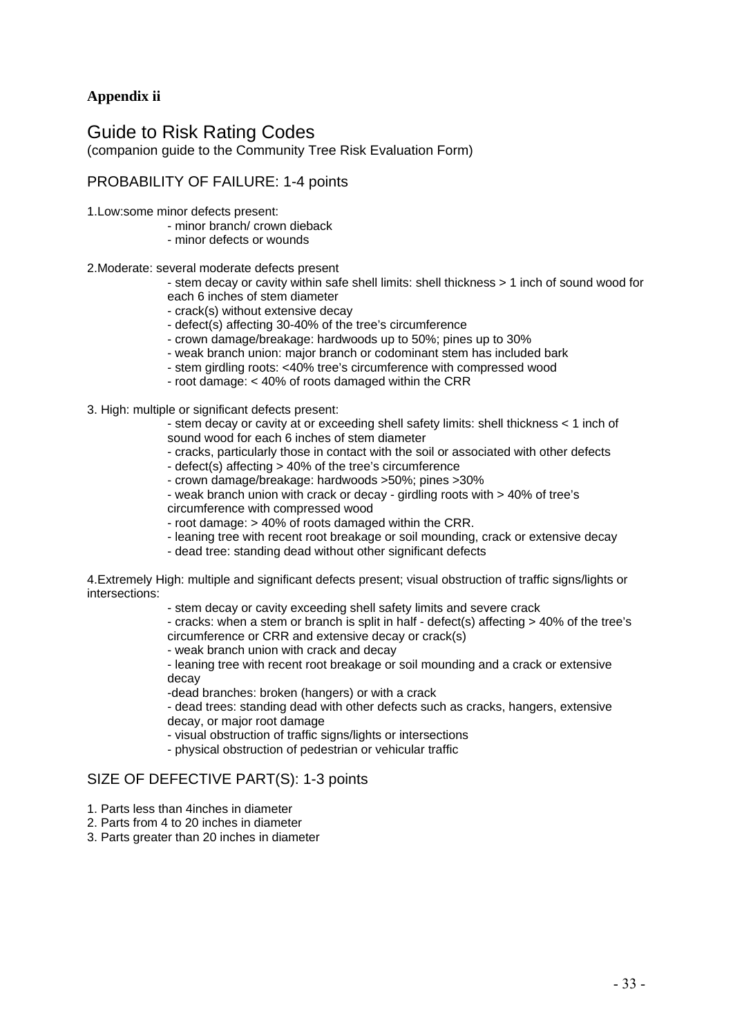**Appendix ii**

# Guide to Risk Rating Codes

(companion guide to the Community Tree Risk Evaluation Form)

## PROBABILITY OF FAILURE: 1-4 points

1.Low:some minor defects present:

- minor branch/ crown dieback
- minor defects or wounds

2.Moderate: several moderate defects present

- stem decay or cavity within safe shell limits: shell thickness > 1 inch of sound wood for each 6 inches of stem diameter
- crack(s) without extensive decay
- defect(s) affecting 30-40% of the tree's circumference
- crown damage/breakage: hardwoods up to 50%; pines up to 30%
- weak branch union: major branch or codominant stem has included bark
- stem girdling roots: <40% tree's circumference with compressed wood
- root damage: < 40% of roots damaged within the CRR

3. High: multiple or significant defects present:

- stem decay or cavity at or exceeding shell safety limits: shell thickness < 1 inch of sound wood for each 6 inches of stem diameter
- cracks, particularly those in contact with the soil or associated with other defects
- defect(s) affecting > 40% of the tree's circumference
- crown damage/breakage: hardwoods >50%; pines >30%
- weak branch union with crack or decay - girdling roots with > 40% of tree's circumference with compressed wood
- root damage: > 40% of roots damaged within the CRR.
- leaning tree with recent root breakage or soil mounding, crack or extensive decay
- dead tree: standing dead without other significant defects

4.Extremely High: multiple and significant defects present; visual obstruction of traffic signs/lights or intersections:

- stem decay or cavity exceeding shell safety limits and severe crack
- cracks: when a stem or branch is split in half - defect(s) affecting > 40% of the tree's circumference or CRR and extensive decay or crack(s)
- weak branch union with crack and decay
- leaning tree with recent root breakage or soil mounding and a crack or extensive decay
- dead branches: broken (hangers) or with a crack
- dead trees: standing dead with other defects such as cracks, hangers, extensive decay, or major root damage
- visual obstruction of traffic signs/lights or intersections
- physical obstruction of pedestrian or vehicular traffic

## SIZE OF DEFECTIVE PART(S): 1-3 points

1. Parts less than 4inches in diameter
2. Parts from 4 to 20 inches in diameter
3. Parts greater than 20 inches in diameter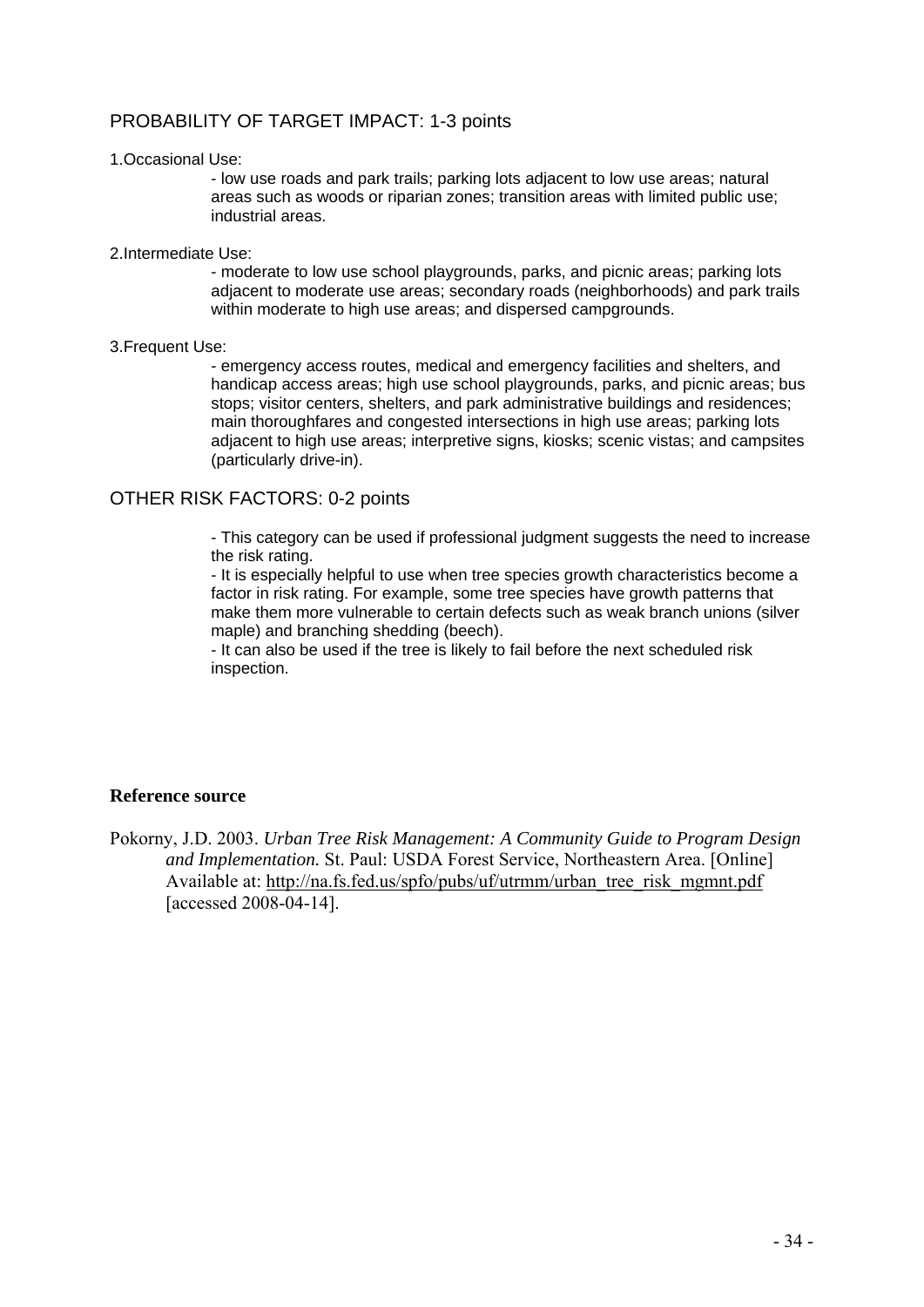## PROBABILITY OF TARGET IMPACT: 1-3 points

1.Occasional Use:

- low use roads and park trails; parking lots adjacent to low use areas; natural areas such as woods or riparian zones; transition areas with limited public use; industrial areas.

2.Intermediate Use:

- moderate to low use school playgrounds, parks, and picnic areas; parking lots adjacent to moderate use areas; secondary roads (neighborhoods) and park trails within moderate to high use areas; and dispersed campgrounds.

3.Frequent Use:

- emergency access routes, medical and emergency facilities and shelters, and handicap access areas; high use school playgrounds, parks, and picnic areas; bus stops; visitor centers, shelters, and park administrative buildings and residences; main thoroughfares and congested intersections in high use areas; parking lots adjacent to high use areas; interpretive signs, kiosks; scenic vistas; and campsites (particularly drive-in).

## OTHER RISK FACTORS: 0-2 points

- This category can be used if professional judgment suggests the need to increase the risk rating.
- It is especially helpful to use when tree species growth characteristics become a factor in risk rating. For example, some tree species have growth patterns that make them more vulnerable to certain defects such as weak branch unions (silver maple) and branching shedding (beech).
- It can also be used if the tree is likely to fail before the next scheduled risk inspection.

**Reference source**

Pokorny, J.D. 2003. *Urban Tree Risk Management: A Community Guide to Program Design and Implementation.* St. Paul: USDA Forest Service, Northeastern Area. [Online] Available at: http://na.fs.fed.us/spfo/pubs/uf/utrmm/urban_tree_risk_mgmnt.pdf [accessed 2008-04-14].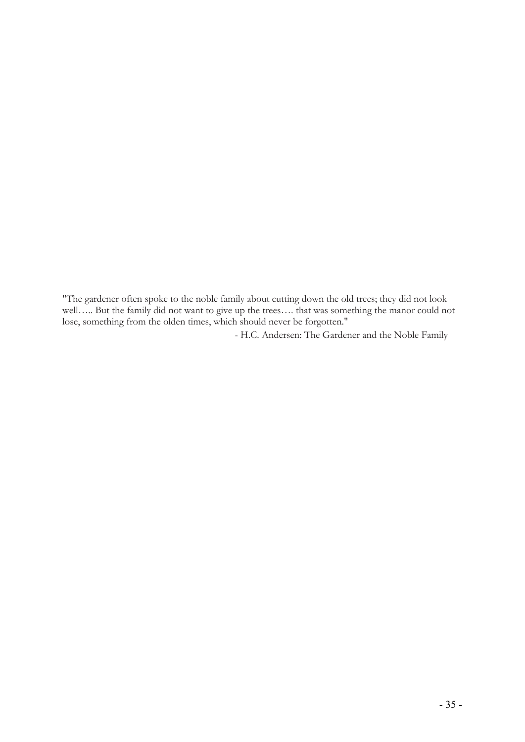"The gardener often spoke to the noble family about cutting down the old trees; they did not look well….. But the family did not want to give up the trees…. that was something the manor could not lose, something from the olden times, which should never be forgotten."

- H.C. Andersen: The Gardener and the Noble Family